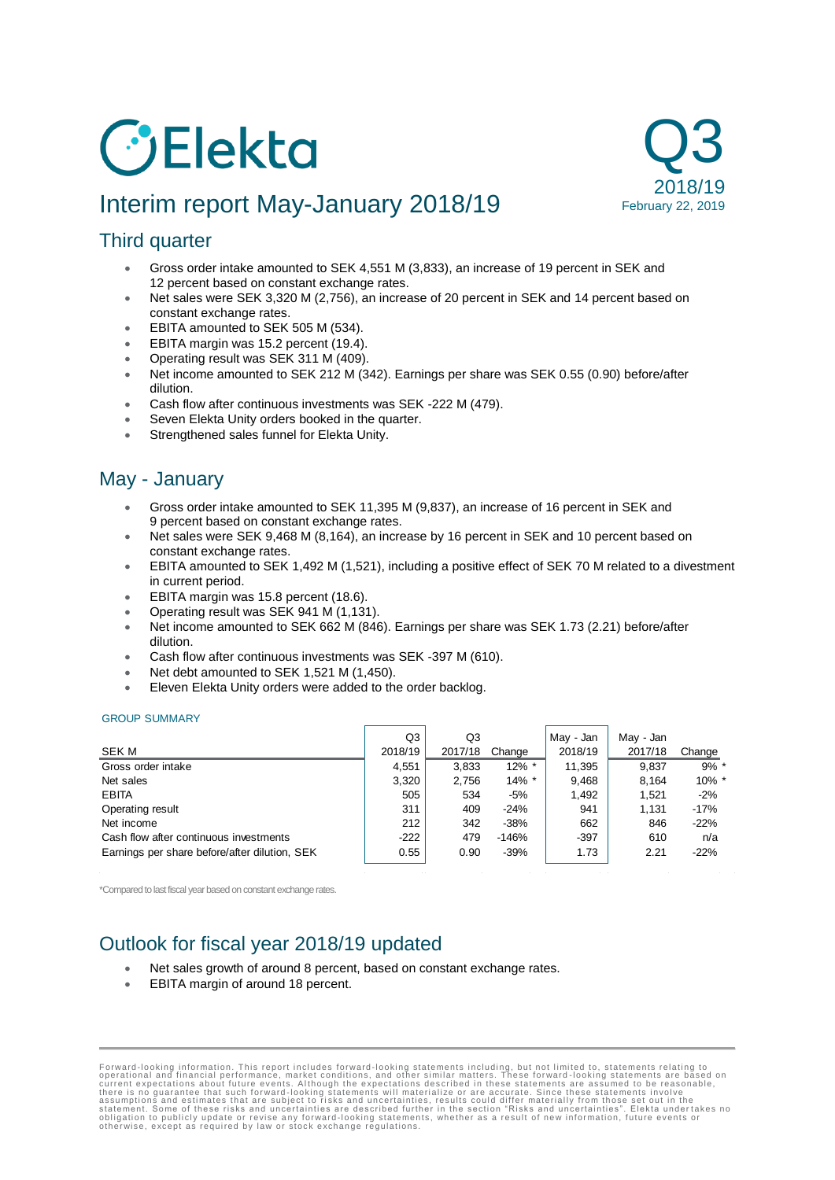# Elekta

# Interim report May-January 2018/19

Q3 2018/19
February 22, 2019

## Third quarter

- Gross order intake amounted to SEK 4,551 M (3,833), an increase of 19 percent in SEK and 12 percent based on constant exchange rates.
- Net sales were SEK 3,320 M (2,756), an increase of 20 percent in SEK and 14 percent based on constant exchange rates.
- EBITA amounted to SEK 505 M (534).
- EBITA margin was 15.2 percent (19.4).
- Operating result was SEK 311 M (409).
- Net income amounted to SEK 212 M (342). Earnings per share was SEK 0.55 (0.90) before/after dilution.
- Cash flow after continuous investments was SEK -222 M (479).
- Seven Elekta Unity orders booked in the quarter.
- Strengthened sales funnel for Elekta Unity.

## May - January

- Gross order intake amounted to SEK 11,395 M (9,837), an increase of 16 percent in SEK and 9 percent based on constant exchange rates.
- Net sales were SEK 9,468 M (8,164), an increase by 16 percent in SEK and 10 percent based on constant exchange rates.
- EBITA amounted to SEK 1,492 M (1,521), including a positive effect of SEK 70 M related to a divestment in current period.
- EBITA margin was 15.8 percent (18.6).
- Operating result was SEK 941 M (1,131).
- Net income amounted to SEK 662 M (846). Earnings per share was SEK 1.73 (2.21) before/after dilution.
- Cash flow after continuous investments was SEK -397 M (610).
- Net debt amounted to SEK 1,521 M (1,450).
- Eleven Elekta Unity orders were added to the order backlog.

GROUP SUMMARY

| SEK M | Q3 2018/19 | Q3 2017/18 | Change | May - Jan 2018/19 | May - Jan 2017/18 | Change |
|---|---|---|---|---|---|---|
| Gross order intake | 4,551 | 3,833 | 12% * | 11,395 | 9,837 | 9% * |
| Net sales | 3,320 | 2,756 | 14% * | 9,468 | 8,164 | 10% * |
| EBITA | 505 | 534 | -5% | 1,492 | 1,521 | -2% |
| Operating result | 311 | 409 | -24% | 941 | 1,131 | -17% |
| Net income | 212 | 342 | -38% | 662 | 846 | -22% |
| Cash flow after continuous investments | -222 | 479 | -146% | -397 | 610 | n/a |
| Earnings per share before/after dilution, SEK | 0.55 | 0.90 | -39% | 1.73 | 2.21 | -22% |

*Compared to last fiscal year based on constant exchange rates.

## Outlook for fiscal year 2018/19 updated

- Net sales growth of around 8 percent, based on constant exchange rates.
- EBITA margin of around 18 percent.

Forward-looking information. This report includes forward-looking statements including, but not limited to, statements relating to operational and financial performance, market conditions, and other similar matters. These forward-looking statements are based on current expectations about future events. Although the expectations described in these statements are assumed to be reasonable, there is no guarantee that such forward-looking statements will materialize or are accurate. Since these statements involve assumptions and estimates that are subject to risks and uncertainties, results could differ materially from those set out in the statement. Some of these risks and uncertainties are described further in the section "Risks and uncertainties". Elekta undertakes no obligation to publicly update or revise any forward-looking statements, whether as a result of new information, future events or otherwise, except as required by law or stock exchange regulations.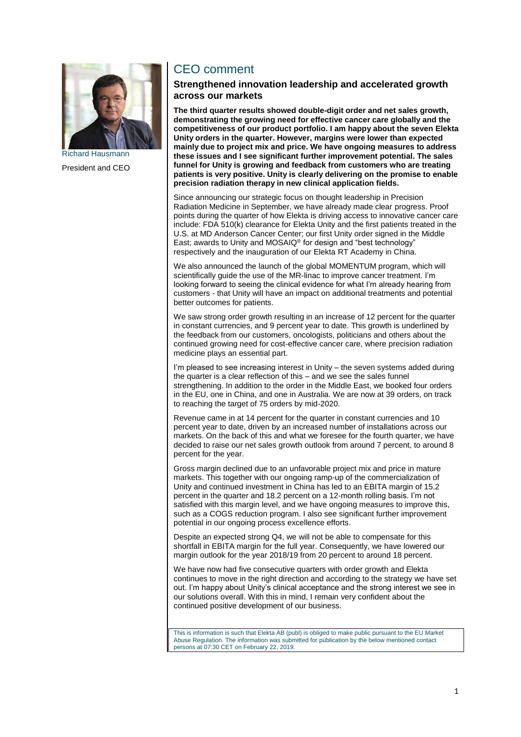Richard Hausmann

President and CEO

## CEO comment

### Strengthened innovation leadership and accelerated growth across our markets

**The third quarter results showed double-digit order and net sales growth, demonstrating the growing need for effective cancer care globally and the competitiveness of our product portfolio. I am happy about the seven Elekta Unity orders in the quarter. However, margins were lower than expected mainly due to project mix and price. We have ongoing measures to address these issues and I see significant further improvement potential. The sales funnel for Unity is growing and feedback from customers who are treating patients is very positive. Unity is clearly delivering on the promise to enable precision radiation therapy in new clinical application fields.**

Since announcing our strategic focus on thought leadership in Precision Radiation Medicine in September, we have already made clear progress. Proof points during the quarter of how Elekta is driving access to innovative cancer care include: FDA 510(k) clearance for Elekta Unity and the first patients treated in the U.S. at MD Anderson Cancer Center; our first Unity order signed in the Middle East; awards to Unity and MOSAIQ® for design and "best technology" respectively and the inauguration of our Elekta RT Academy in China.

We also announced the launch of the global MOMENTUM program, which will scientifically guide the use of the MR-linac to improve cancer treatment. I'm looking forward to seeing the clinical evidence for what I'm already hearing from customers - that Unity will have an impact on additional treatments and potential better outcomes for patients.

We saw strong order growth resulting in an increase of 12 percent for the quarter in constant currencies, and 9 percent year to date. This growth is underlined by the feedback from our customers, oncologists, politicians and others about the continued growing need for cost-effective cancer care, where precision radiation medicine plays an essential part.

I'm pleased to see increasing interest in Unity – the seven systems added during the quarter is a clear reflection of this – and we see the sales funnel strengthening. In addition to the order in the Middle East, we booked four orders in the EU, one in China, and one in Australia. We are now at 39 orders, on track to reaching the target of 75 orders by mid-2020.

Revenue came in at 14 percent for the quarter in constant currencies and 10 percent year to date, driven by an increased number of installations across our markets. On the back of this and what we foresee for the fourth quarter, we have decided to raise our net sales growth outlook from around 7 percent, to around 8 percent for the year.

Gross margin declined due to an unfavorable project mix and price in mature markets. This together with our ongoing ramp-up of the commercialization of Unity and continued investment in China has led to an EBITA margin of 15.2 percent in the quarter and 18.2 percent on a 12-month rolling basis. I'm not satisfied with this margin level, and we have ongoing measures to improve this, such as a COGS reduction program. I also see significant further improvement potential in our ongoing process excellence efforts.

Despite an expected strong Q4, we will not be able to compensate for this shortfall in EBITA margin for the full year. Consequently, we have lowered our margin outlook for the year 2018/19 from 20 percent to around 18 percent.

We have now had five consecutive quarters with order growth and Elekta continues to move in the right direction and according to the strategy we have set out. I'm happy about Unity's clinical acceptance and the strong interest we see in our solutions overall. With this in mind, I remain very confident about the continued positive development of our business.

This is information is such that Elekta AB (publ) is obliged to make public pursuant to the EU Market Abuse Regulation. The information was submitted for publication by the below mentioned contact persons at 07:30 CET on February 22, 2019.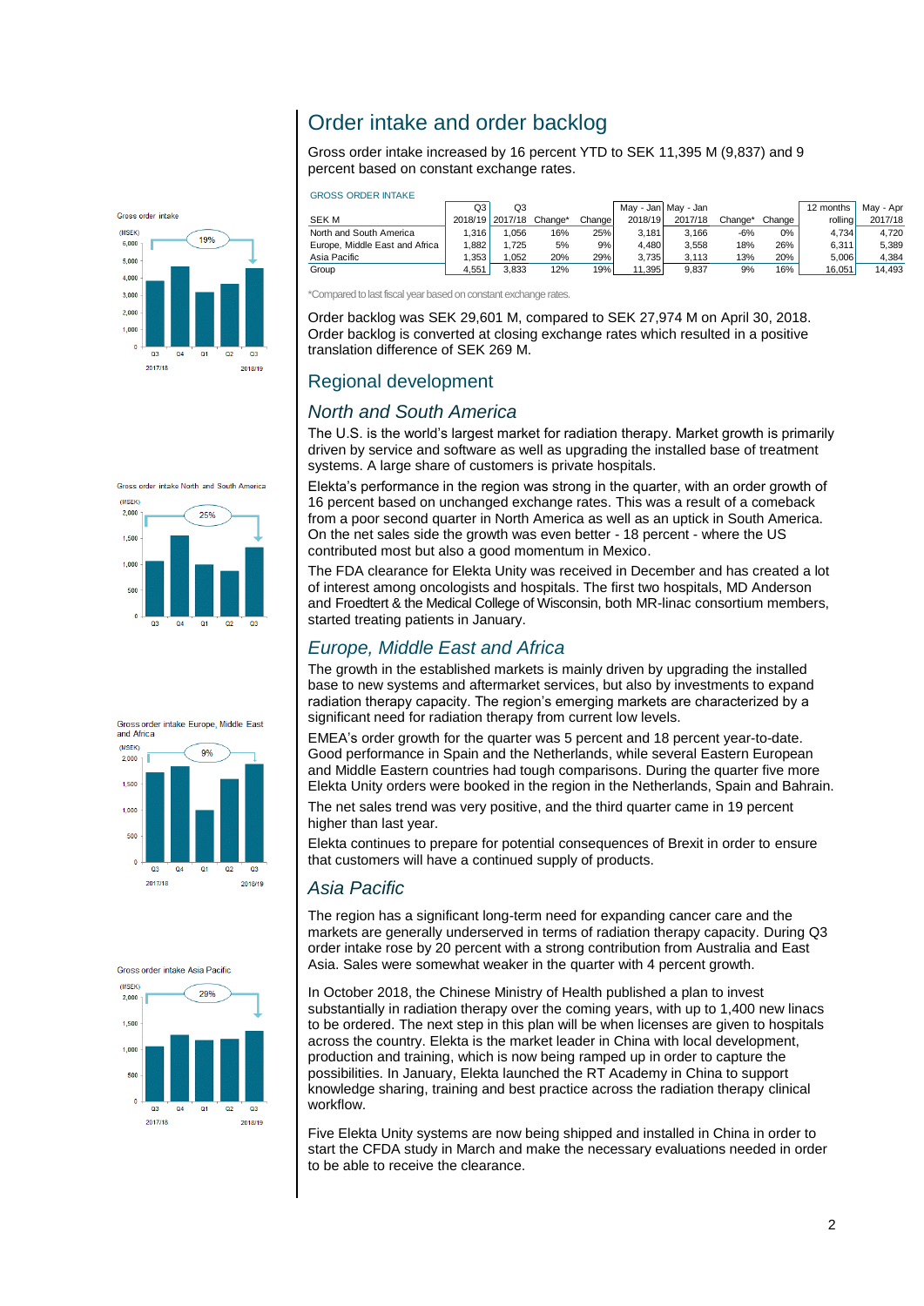## Order intake and order backlog

Gross order intake increased by 16 percent YTD to SEK 11,395 M (9,837) and 9 percent based on constant exchange rates.

GROSS ORDER INTAKE

| SEK M | Q3 2018/19 | Q3 2017/18 | Change* | Change | May - Jan 2018/19 | May - Jan 2017/18 | Change* | Change | 12 months rolling | May - Apr 2017/18 |
|---|---|---|---|---|---|---|---|---|---|---|
| North and South America | 1,316 | 1,056 | 16% | 25% | 3,181 | 3,166 | -6% | 0% | 4,734 | 4,720 |
| Europe, Middle East and Africa | 1,882 | 1,725 | 5% | 9% | 4,480 | 3,558 | 18% | 26% | 6,311 | 5,389 |
| Asia Pacific | 1,353 | 1,052 | 20% | 29% | 3,735 | 3,113 | 13% | 20% | 5,006 | 4,384 |
| Group | 4,551 | 3,833 | 12% | 19% | 11,395 | 9,837 | 9% | 16% | 16,051 | 14,493 |

*Compared to last fiscal year based on constant exchange rates.

Order backlog was SEK 29,601 M, compared to SEK 27,974 M on April 30, 2018. Order backlog is converted at closing exchange rates which resulted in a positive translation difference of SEK 269 M.

## Regional development

### *North and South America*

The U.S. is the world's largest market for radiation therapy. Market growth is primarily driven by service and software as well as upgrading the installed base of treatment systems. A large share of customers is private hospitals.

Elekta's performance in the region was strong in the quarter, with an order growth of 16 percent based on unchanged exchange rates. This was a result of a comeback from a poor second quarter in North America as well as an uptick in South America. On the net sales side the growth was even better - 18 percent - where the US contributed most but also a good momentum in Mexico.

The FDA clearance for Elekta Unity was received in December and has created a lot of interest among oncologists and hospitals. The first two hospitals, MD Anderson and Froedtert & the Medical College of Wisconsin, both MR-linac consortium members, started treating patients in January.

### *Europe, Middle East and Africa*

The growth in the established markets is mainly driven by upgrading the installed base to new systems and aftermarket services, but also by investments to expand radiation therapy capacity. The region's emerging markets are characterized by a significant need for radiation therapy from current low levels.

EMEA's order growth for the quarter was 5 percent and 18 percent year-to-date. Good performance in Spain and the Netherlands, while several Eastern European and Middle Eastern countries had tough comparisons. During the quarter five more Elekta Unity orders were booked in the region in the Netherlands, Spain and Bahrain.

The net sales trend was very positive, and the third quarter came in 19 percent higher than last year.

Elekta continues to prepare for potential consequences of Brexit in order to ensure that customers will have a continued supply of products.

### *Asia Pacific*

The region has a significant long-term need for expanding cancer care and the markets are generally underserved in terms of radiation therapy capacity. During Q3 order intake rose by 20 percent with a strong contribution from Australia and East Asia. Sales were somewhat weaker in the quarter with 4 percent growth.

In October 2018, the Chinese Ministry of Health published a plan to invest substantially in radiation therapy over the coming years, with up to 1,400 new linacs to be ordered. The next step in this plan will be when licenses are given to hospitals across the country. Elekta is the market leader in China with local development, production and training, which is now being ramped up in order to capture the possibilities. In January, Elekta launched the RT Academy in China to support knowledge sharing, training and best practice across the radiation therapy clinical workflow.

Five Elekta Unity systems are now being shipped and installed in China in order to start the CFDA study in March and make the necessary evaluations needed in order to be able to receive the clearance.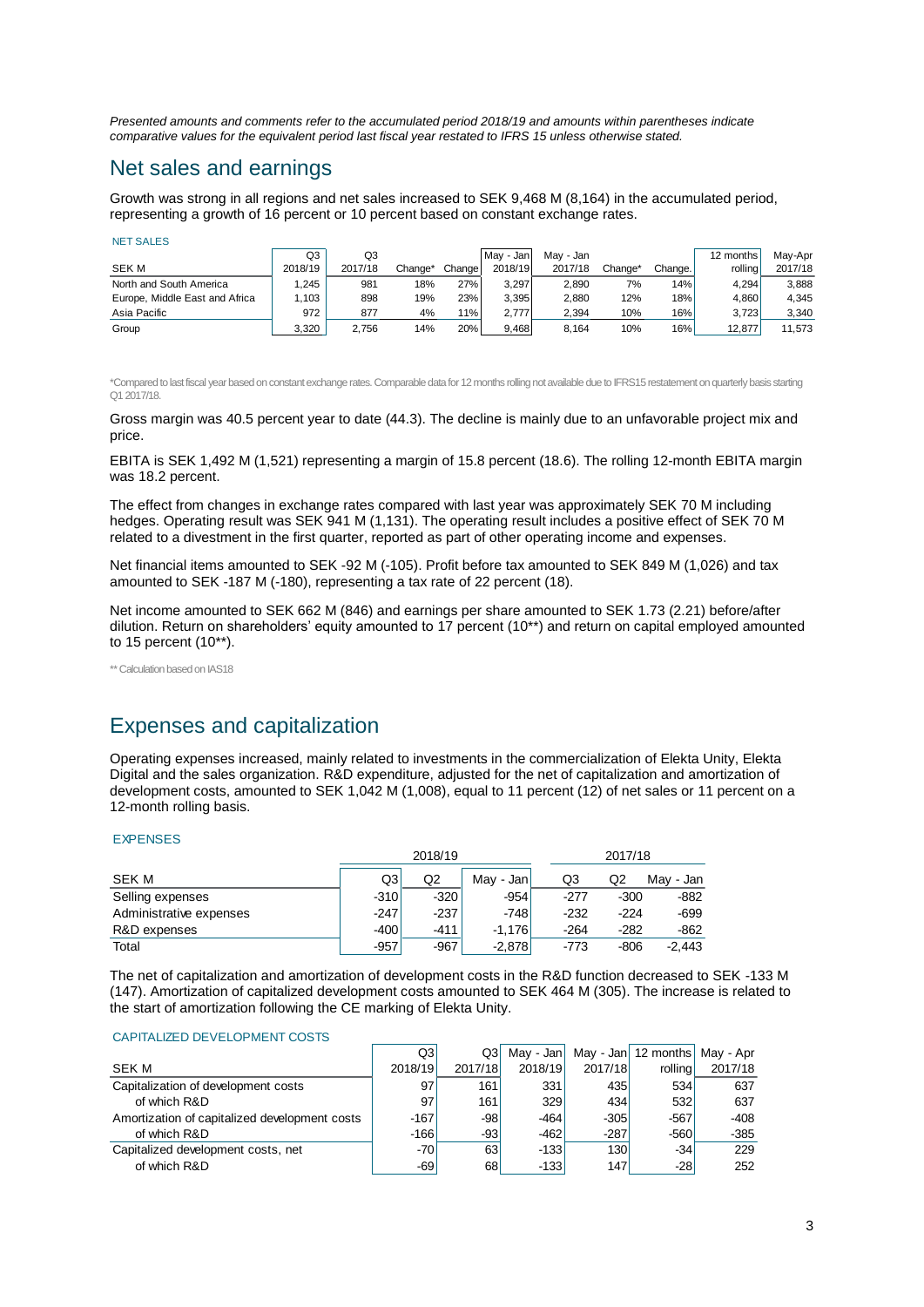*Presented amounts and comments refer to the accumulated period 2018/19 and amounts within parentheses indicate comparative values for the equivalent period last fiscal year restated to IFRS 15 unless otherwise stated.*

## Net sales and earnings

Growth was strong in all regions and net sales increased to SEK 9,468 M (8,164) in the accumulated period, representing a growth of 16 percent or 10 percent based on constant exchange rates.

NET SALES

| SEK M | Q3 2018/19 | Q3 2017/18 | Change* | Change | May - Jan 2018/19 | May - Jan 2017/18 | Change* | Change. | 12 months rolling | May-Apr 2017/18 |
|---|---|---|---|---|---|---|---|---|---|---|
| North and South America | 1,245 | 981 | 18% | 27% | 3,297 | 2,890 | 7% | 14% | 4,294 | 3,888 |
| Europe, Middle East and Africa | 1,103 | 898 | 19% | 23% | 3,395 | 2,880 | 12% | 18% | 4,860 | 4,345 |
| Asia Pacific | 972 | 877 | 4% | 11% | 2,777 | 2,394 | 10% | 16% | 3,723 | 3,340 |
| Group | 3,320 | 2,756 | 14% | 20% | 9,468 | 8,164 | 10% | 16% | 12,877 | 11,573 |

*Compared to last fiscal year based on constant exchange rates. Comparable data for 12 months rolling not available due to IFRS15 restatement on quarterly basis starting Q1 2017/18.

Gross margin was 40.5 percent year to date (44.3). The decline is mainly due to an unfavorable project mix and price.

EBITA is SEK 1,492 M (1,521) representing a margin of 15.8 percent (18.6). The rolling 12-month EBITA margin was 18.2 percent.

The effect from changes in exchange rates compared with last year was approximately SEK 70 M including hedges. Operating result was SEK 941 M (1,131). The operating result includes a positive effect of SEK 70 M related to a divestment in the first quarter, reported as part of other operating income and expenses.

Net financial items amounted to SEK -92 M (-105). Profit before tax amounted to SEK 849 M (1,026) and tax amounted to SEK -187 M (-180), representing a tax rate of 22 percent (18).

Net income amounted to SEK 662 M (846) and earnings per share amounted to SEK 1.73 (2.21) before/after dilution. Return on shareholders' equity amounted to 17 percent (10**) and return on capital employed amounted to 15 percent (10**).

** Calculation based on IAS18

## Expenses and capitalization

Operating expenses increased, mainly related to investments in the commercialization of Elekta Unity, Elekta Digital and the sales organization. R&D expenditure, adjusted for the net of capitalization and amortization of development costs, amounted to SEK 1,042 M (1,008), equal to 11 percent (12) of net sales or 11 percent on a 12-month rolling basis.

EXPENSES

| | 2018/19 | | | 2017/18 | | |
|---|---|---|---|---|---|---|
| SEK M | Q3 | Q2 | May - Jan | Q3 | Q2 | May - Jan |
| Selling expenses | -310 | -320 | -954 | -277 | -300 | -882 |
| Administrative expenses | -247 | -237 | -748 | -232 | -224 | -699 |
| R&D expenses | -400 | -411 | -1,176 | -264 | -282 | -862 |
| Total | -957 | -967 | -2,878 | -773 | -806 | -2,443 |

The net of capitalization and amortization of development costs in the R&D function decreased to SEK -133 M (147). Amortization of capitalized development costs amounted to SEK 464 M (305). The increase is related to the start of amortization following the CE marking of Elekta Unity.

CAPITALIZED DEVELOPMENT COSTS

| SEK M | Q3 2018/19 | Q3 2017/18 | May - Jan 2018/19 | May - Jan 2017/18 | 12 months rolling | May - Apr 2017/18 |
|---|---|---|---|---|---|---|
| Capitalization of development costs | 97 | 161 | 331 | 435 | 534 | 637 |
| of which R&D | 97 | 161 | 329 | 434 | 532 | 637 |
| Amortization of capitalized development costs | -167 | -98 | -464 | -305 | -567 | -408 |
| of which R&D | -166 | -93 | -462 | -287 | -560 | -385 |
| Capitalized development costs, net | -70 | 63 | -133 | 130 | -34 | 229 |
| of which R&D | -69 | 68 | -133 | 147 | -28 | 252 |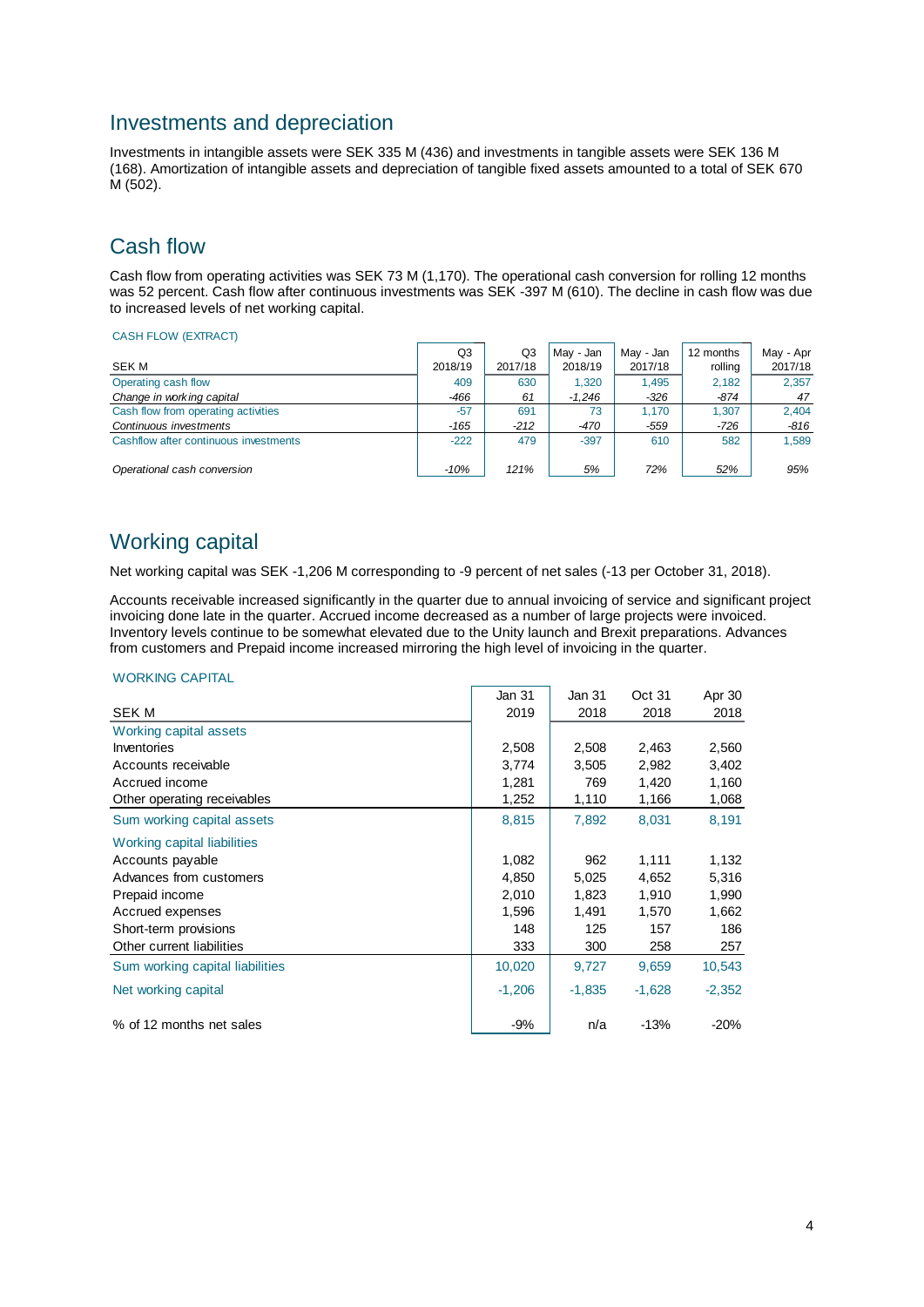## Investments and depreciation

Investments in intangible assets were SEK 335 M (436) and investments in tangible assets were SEK 136 M (168). Amortization of intangible assets and depreciation of tangible fixed assets amounted to a total of SEK 670 M (502).

## Cash flow

Cash flow from operating activities was SEK 73 M (1,170). The operational cash conversion for rolling 12 months was 52 percent. Cash flow after continuous investments was SEK -397 M (610). The decline in cash flow was due to increased levels of net working capital.

CASH FLOW (EXTRACT)

| SEK M | Q3 2018/19 | Q3 2017/18 | May - Jan 2018/19 | May - Jan 2017/18 | 12 months rolling | May - Apr 2017/18 |
|---|---|---|---|---|---|---|
| Operating cash flow | 409 | 630 | 1,320 | 1,495 | 2,182 | 2,357 |
| *Change in working capital* | *-466* | *61* | *-1,246* | *-326* | *-874* | *47* |
| Cash flow from operating activities | -57 | 691 | 73 | 1,170 | 1,307 | 2,404 |
| *Continuous investments* | *-165* | *-212* | *-470* | *-559* | *-726* | *-816* |
| Cashflow after continuous investments | -222 | 479 | -397 | 610 | 582 | 1,589 |
| | | | | | | |
| *Operational cash conversion* | *-10%* | *121%* | *5%* | *72%* | *52%* | *95%* |

## Working capital

Net working capital was SEK -1,206 M corresponding to -9 percent of net sales (-13 per October 31, 2018).

Accounts receivable increased significantly in the quarter due to annual invoicing of service and significant project invoicing done late in the quarter. Accrued income decreased as a number of large projects were invoiced. Inventory levels continue to be somewhat elevated due to the Unity launch and Brexit preparations. Advances from customers and Prepaid income increased mirroring the high level of invoicing in the quarter.

WORKING CAPITAL

| SEK M | Jan 31 2019 | Jan 31 2018 | Oct 31 2018 | Apr 30 2018 |
|---|---|---|---|---|
| Working capital assets | | | | |
| Inventories | 2,508 | 2,508 | 2,463 | 2,560 |
| Accounts receivable | 3,774 | 3,505 | 2,982 | 3,402 |
| Accrued income | 1,281 | 769 | 1,420 | 1,160 |
| Other operating receivables | 1,252 | 1,110 | 1,166 | 1,068 |
| Sum working capital assets | 8,815 | 7,892 | 8,031 | 8,191 |
| Working capital liabilities | | | | |
| Accounts payable | 1,082 | 962 | 1,111 | 1,132 |
| Advances from customers | 4,850 | 5,025 | 4,652 | 5,316 |
| Prepaid income | 2,010 | 1,823 | 1,910 | 1,990 |
| Accrued expenses | 1,596 | 1,491 | 1,570 | 1,662 |
| Short-term provisions | 148 | 125 | 157 | 186 |
| Other current liabilities | 333 | 300 | 258 | 257 |
| Sum working capital liabilities | 10,020 | 9,727 | 9,659 | 10,543 |
| Net working capital | -1,206 | -1,835 | -1,628 | -2,352 |
| | | | | |
| % of 12 months net sales | -9% | n/a | -13% | -20% |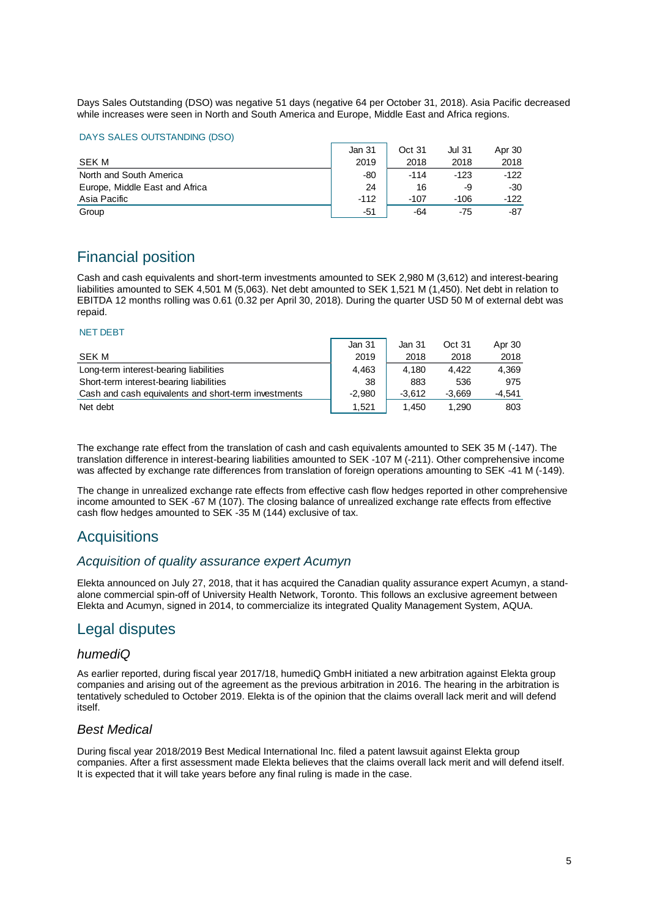Days Sales Outstanding (DSO) was negative 51 days (negative 64 per October 31, 2018). Asia Pacific decreased while increases were seen in North and South America and Europe, Middle East and Africa regions.

DAYS SALES OUTSTANDING (DSO)

| SEK M | Jan 31 2019 | Oct 31 2018 | Jul 31 2018 | Apr 30 2018 |
|---|---|---|---|---|
| North and South America | -80 | -114 | -123 | -122 |
| Europe, Middle East and Africa | 24 | 16 | -9 | -30 |
| Asia Pacific | -112 | -107 | -106 | -122 |
| Group | -51 | -64 | -75 | -87 |

## Financial position

Cash and cash equivalents and short-term investments amounted to SEK 2,980 M (3,612) and interest-bearing liabilities amounted to SEK 4,501 M (5,063). Net debt amounted to SEK 1,521 M (1,450). Net debt in relation to EBITDA 12 months rolling was 0.61 (0.32 per April 30, 2018). During the quarter USD 50 M of external debt was repaid.

NET DEBT

| SEK M | Jan 31 2019 | Jan 31 2018 | Oct 31 2018 | Apr 30 2018 |
|---|---|---|---|---|
| Long-term interest-bearing liabilities | 4,463 | 4,180 | 4,422 | 4,369 |
| Short-term interest-bearing liabilities | 38 | 883 | 536 | 975 |
| Cash and cash equivalents and short-term investments | -2,980 | -3,612 | -3,669 | -4,541 |
| Net debt | 1,521 | 1,450 | 1,290 | 803 |

The exchange rate effect from the translation of cash and cash equivalents amounted to SEK 35 M (-147). The translation difference in interest-bearing liabilities amounted to SEK -107 M (-211). Other comprehensive income was affected by exchange rate differences from translation of foreign operations amounting to SEK -41 M (-149).

The change in unrealized exchange rate effects from effective cash flow hedges reported in other comprehensive income amounted to SEK -67 M (107). The closing balance of unrealized exchange rate effects from effective cash flow hedges amounted to SEK -35 M (144) exclusive of tax.

## Acquisitions

### *Acquisition of quality assurance expert Acumyn*

Elekta announced on July 27, 2018, that it has acquired the Canadian quality assurance expert Acumyn, a stand-alone commercial spin-off of University Health Network, Toronto. This follows an exclusive agreement between Elekta and Acumyn, signed in 2014, to commercialize its integrated Quality Management System, AQUA.

## Legal disputes

### *humediQ*

As earlier reported, during fiscal year 2017/18, humediQ GmbH initiated a new arbitration against Elekta group companies and arising out of the agreement as the previous arbitration in 2016. The hearing in the arbitration is tentatively scheduled to October 2019. Elekta is of the opinion that the claims overall lack merit and will defend itself.

### *Best Medical*

During fiscal year 2018/2019 Best Medical International Inc. filed a patent lawsuit against Elekta group companies. After a first assessment made Elekta believes that the claims overall lack merit and will defend itself. It is expected that it will take years before any final ruling is made in the case.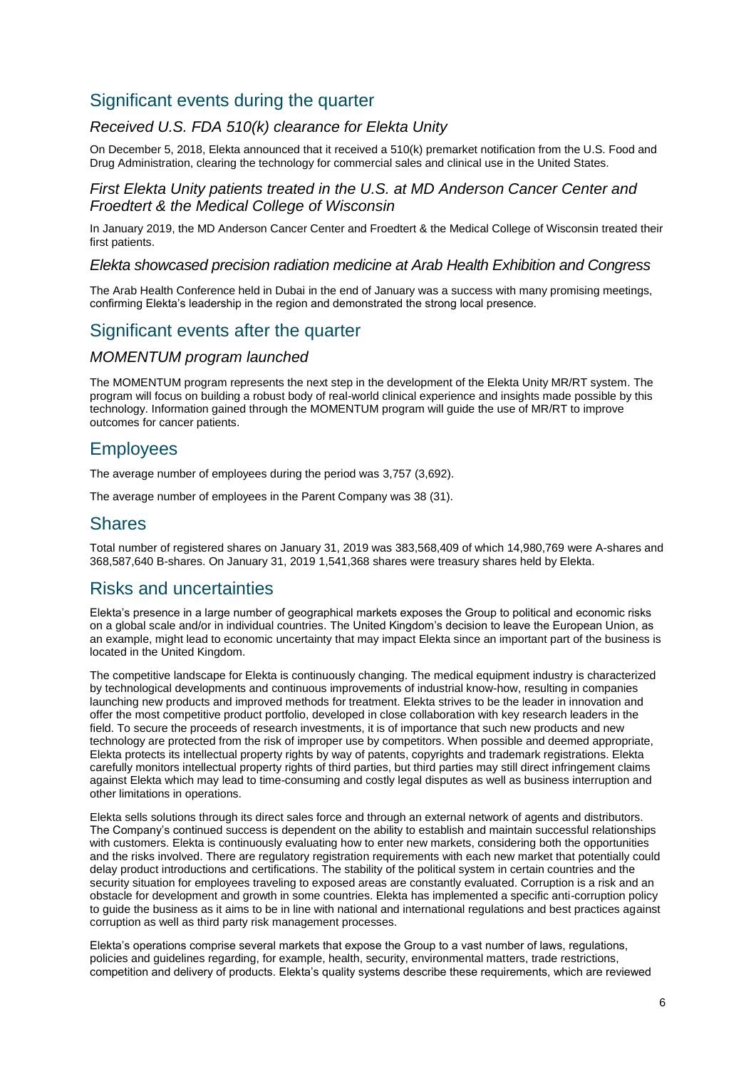## Significant events during the quarter

### *Received U.S. FDA 510(k) clearance for Elekta Unity*

On December 5, 2018, Elekta announced that it received a 510(k) premarket notification from the U.S. Food and Drug Administration, clearing the technology for commercial sales and clinical use in the United States.

### *First Elekta Unity patients treated in the U.S. at MD Anderson Cancer Center and Froedtert & the Medical College of Wisconsin*

In January 2019, the MD Anderson Cancer Center and Froedtert & the Medical College of Wisconsin treated their first patients.

### *Elekta showcased precision radiation medicine at Arab Health Exhibition and Congress*

The Arab Health Conference held in Dubai in the end of January was a success with many promising meetings, confirming Elekta's leadership in the region and demonstrated the strong local presence.

## Significant events after the quarter

### *MOMENTUM program launched*

The MOMENTUM program represents the next step in the development of the Elekta Unity MR/RT system. The program will focus on building a robust body of real-world clinical experience and insights made possible by this technology. Information gained through the MOMENTUM program will guide the use of MR/RT to improve outcomes for cancer patients.

## Employees

The average number of employees during the period was 3,757 (3,692).

The average number of employees in the Parent Company was 38 (31).

## Shares

Total number of registered shares on January 31, 2019 was 383,568,409 of which 14,980,769 were A-shares and 368,587,640 B-shares. On January 31, 2019 1,541,368 shares were treasury shares held by Elekta.

## Risks and uncertainties

Elekta's presence in a large number of geographical markets exposes the Group to political and economic risks on a global scale and/or in individual countries. The United Kingdom's decision to leave the European Union, as an example, might lead to economic uncertainty that may impact Elekta since an important part of the business is located in the United Kingdom.

The competitive landscape for Elekta is continuously changing. The medical equipment industry is characterized by technological developments and continuous improvements of industrial know-how, resulting in companies launching new products and improved methods for treatment. Elekta strives to be the leader in innovation and offer the most competitive product portfolio, developed in close collaboration with key research leaders in the field. To secure the proceeds of research investments, it is of importance that such new products and new technology are protected from the risk of improper use by competitors. When possible and deemed appropriate, Elekta protects its intellectual property rights by way of patents, copyrights and trademark registrations. Elekta carefully monitors intellectual property rights of third parties, but third parties may still direct infringement claims against Elekta which may lead to time-consuming and costly legal disputes as well as business interruption and other limitations in operations.

Elekta sells solutions through its direct sales force and through an external network of agents and distributors. The Company's continued success is dependent on the ability to establish and maintain successful relationships with customers. Elekta is continuously evaluating how to enter new markets, considering both the opportunities and the risks involved. There are regulatory registration requirements with each new market that potentially could delay product introductions and certifications. The stability of the political system in certain countries and the security situation for employees traveling to exposed areas are constantly evaluated. Corruption is a risk and an obstacle for development and growth in some countries. Elekta has implemented a specific anti-corruption policy to guide the business as it aims to be in line with national and international regulations and best practices against corruption as well as third party risk management processes.

Elekta's operations comprise several markets that expose the Group to a vast number of laws, regulations, policies and guidelines regarding, for example, health, security, environmental matters, trade restrictions, competition and delivery of products. Elekta's quality systems describe these requirements, which are reviewed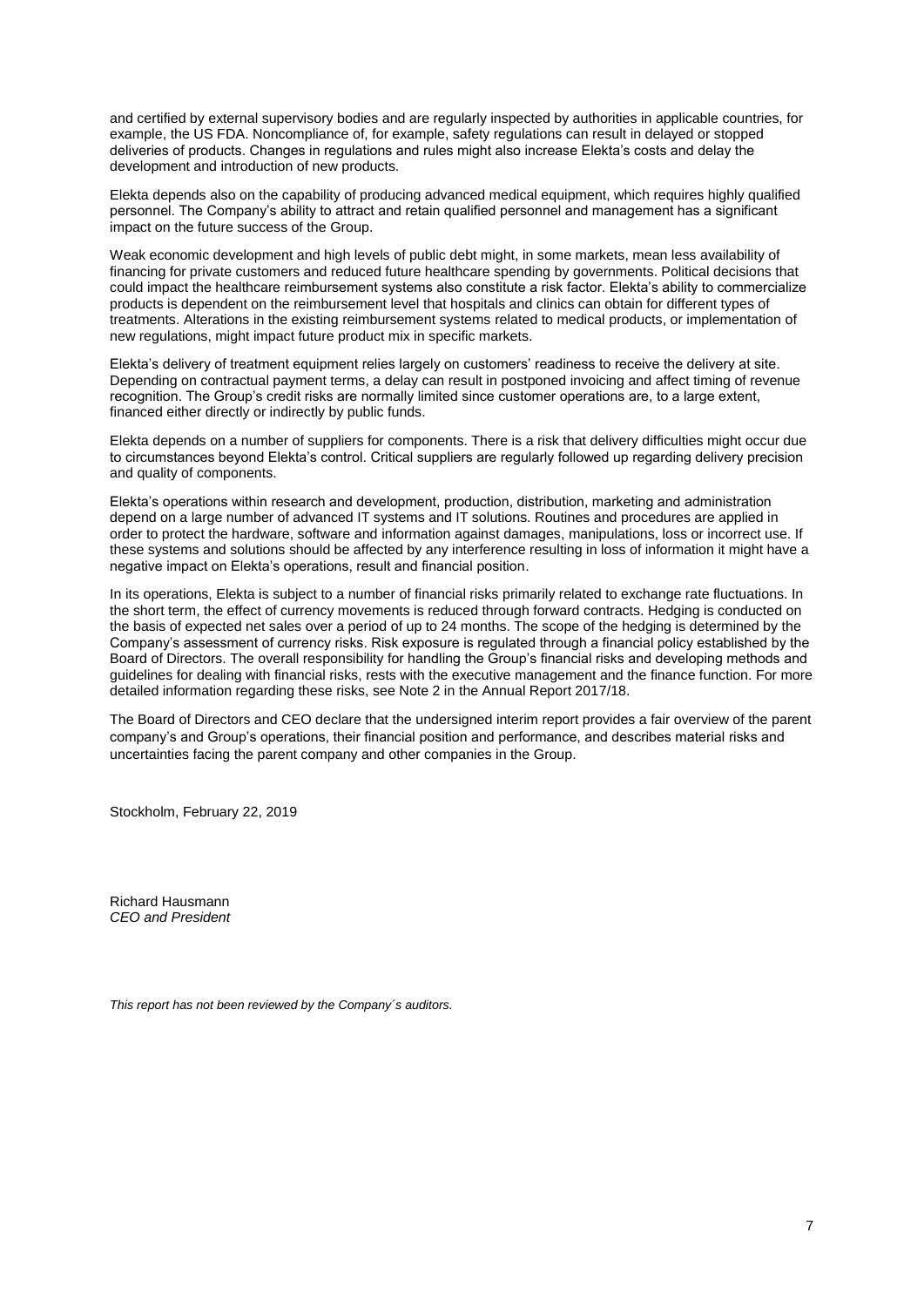and certified by external supervisory bodies and are regularly inspected by authorities in applicable countries, for example, the US FDA. Noncompliance of, for example, safety regulations can result in delayed or stopped deliveries of products. Changes in regulations and rules might also increase Elekta's costs and delay the development and introduction of new products.

Elekta depends also on the capability of producing advanced medical equipment, which requires highly qualified personnel. The Company's ability to attract and retain qualified personnel and management has a significant impact on the future success of the Group.

Weak economic development and high levels of public debt might, in some markets, mean less availability of financing for private customers and reduced future healthcare spending by governments. Political decisions that could impact the healthcare reimbursement systems also constitute a risk factor. Elekta's ability to commercialize products is dependent on the reimbursement level that hospitals and clinics can obtain for different types of treatments. Alterations in the existing reimbursement systems related to medical products, or implementation of new regulations, might impact future product mix in specific markets.

Elekta's delivery of treatment equipment relies largely on customers' readiness to receive the delivery at site. Depending on contractual payment terms, a delay can result in postponed invoicing and affect timing of revenue recognition. The Group's credit risks are normally limited since customer operations are, to a large extent, financed either directly or indirectly by public funds.

Elekta depends on a number of suppliers for components. There is a risk that delivery difficulties might occur due to circumstances beyond Elekta's control. Critical suppliers are regularly followed up regarding delivery precision and quality of components.

Elekta's operations within research and development, production, distribution, marketing and administration depend on a large number of advanced IT systems and IT solutions. Routines and procedures are applied in order to protect the hardware, software and information against damages, manipulations, loss or incorrect use. If these systems and solutions should be affected by any interference resulting in loss of information it might have a negative impact on Elekta's operations, result and financial position.

In its operations, Elekta is subject to a number of financial risks primarily related to exchange rate fluctuations. In the short term, the effect of currency movements is reduced through forward contracts. Hedging is conducted on the basis of expected net sales over a period of up to 24 months. The scope of the hedging is determined by the Company's assessment of currency risks. Risk exposure is regulated through a financial policy established by the Board of Directors. The overall responsibility for handling the Group's financial risks and developing methods and guidelines for dealing with financial risks, rests with the executive management and the finance function. For more detailed information regarding these risks, see Note 2 in the Annual Report 2017/18.

The Board of Directors and CEO declare that the undersigned interim report provides a fair overview of the parent company's and Group's operations, their financial position and performance, and describes material risks and uncertainties facing the parent company and other companies in the Group.

Stockholm, February 22, 2019

Richard Hausmann
*CEO and President*

*This report has not been reviewed by the Company´s auditors.*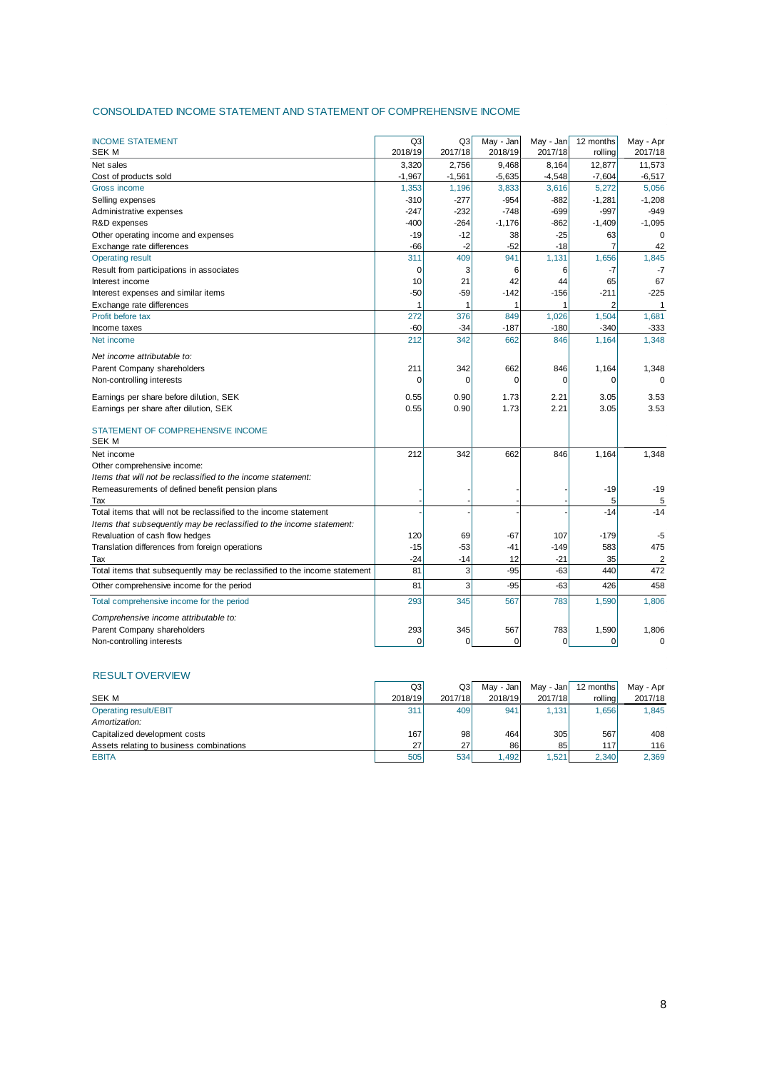## CONSOLIDATED INCOME STATEMENT AND STATEMENT OF COMPREHENSIVE INCOME

| INCOME STATEMENT<br>SEK M | Q3<br>2018/19 | Q3<br>2017/18 | May - Jan<br>2018/19 | May - Jan<br>2017/18 | 12 months<br>rolling | May - Apr<br>2017/18 |
|---|---|---|---|---|---|---|
| Net sales | 3,320 | 2,756 | 9,468 | 8,164 | 12,877 | 11,573 |
| Cost of products sold | -1,967 | -1,561 | -5,635 | -4,548 | -7,604 | -6,517 |
| Gross income | 1,353 | 1,196 | 3,833 | 3,616 | 5,272 | 5,056 |
| Selling expenses | -310 | -277 | -954 | -882 | -1,281 | -1,208 |
| Administrative expenses | -247 | -232 | -748 | -699 | -997 | -949 |
| R&D expenses | -400 | -264 | -1,176 | -862 | -1,409 | -1,095 |
| Other operating income and expenses | -19 | -12 | 38 | -25 | 63 | 0 |
| Exchange rate differences | -66 | -2 | -52 | -18 | 7 | 42 |
| Operating result | 311 | 409 | 941 | 1,131 | 1,656 | 1,845 |
| Result from participations in associates | 0 | 3 | 6 | 6 | -7 | -7 |
| Interest income | 10 | 21 | 42 | 44 | 65 | 67 |
| Interest expenses and similar items | -50 | -59 | -142 | -156 | -211 | -225 |
| Exchange rate differences | 1 | 1 | 1 | 1 | 2 | 1 |
| Profit before tax | 272 | 376 | 849 | 1,026 | 1,504 | 1,681 |
| Income taxes | -60 | -34 | -187 | -180 | -340 | -333 |
| Net income | 212 | 342 | 662 | 846 | 1,164 | 1,348 |
| *Net income attributable to:* | | | | | | |
| Parent Company shareholders | 211 | 342 | 662 | 846 | 1,164 | 1,348 |
| Non-controlling interests | 0 | 0 | 0 | 0 | 0 | 0 |
| Earnings per share before dilution, SEK | 0.55 | 0.90 | 1.73 | 2.21 | 3.05 | 3.53 |
| Earnings per share after dilution, SEK | 0.55 | 0.90 | 1.73 | 2.21 | 3.05 | 3.53 |

| STATEMENT OF COMPREHENSIVE INCOME<br>SEK M | Q3<br>2018/19 | Q3<br>2017/18 | May - Jan<br>2018/19 | May - Jan<br>2017/18 | 12 months<br>rolling | May - Apr<br>2017/18 |
|---|---|---|---|---|---|---|
| Net income | 212 | 342 | 662 | 846 | 1,164 | 1,348 |
| Other comprehensive income: | | | | | | |
| *Items that will not be reclassified to the income statement:* | | | | | | |
| Remeasurements of defined benefit pension plans | - | - | - | - | -19 | -19 |
| Tax | - | - | - | - | 5 | 5 |
| Total items that will not be reclassified to the income statement | - | - | - | - | -14 | -14 |
| *Items that subsequently may be reclassified to the income statement:* | | | | | | |
| Revaluation of cash flow hedges | 120 | 69 | -67 | 107 | -179 | -5 |
| Translation differences from foreign operations | -15 | -53 | -41 | -149 | 583 | 475 |
| Tax | -24 | -14 | 12 | -21 | 35 | 2 |
| Total items that subsequently may be reclassified to the income statement | 81 | 3 | -95 | -63 | 440 | 472 |
| Other comprehensive income for the period | 81 | 3 | -95 | -63 | 426 | 458 |
| Total comprehensive income for the period | 293 | 345 | 567 | 783 | 1,590 | 1,806 |
| *Comprehensive income attributable to:* | | | | | | |
| Parent Company shareholders | 293 | 345 | 567 | 783 | 1,590 | 1,806 |
| Non-controlling interests | 0 | 0 | 0 | 0 | 0 | 0 |

## RESULT OVERVIEW

| SEK M | Q3<br>2018/19 | Q3<br>2017/18 | May - Jan<br>2018/19 | May - Jan<br>2017/18 | 12 months<br>rolling | May - Apr<br>2017/18 |
|---|---|---|---|---|---|---|
| Operating result/EBIT | 311 | 409 | 941 | 1,131 | 1,656 | 1,845 |
| *Amortization:* | | | | | | |
| Capitalized development costs | 167 | 98 | 464 | 305 | 567 | 408 |
| Assets relating to business combinations | 27 | 27 | 86 | 85 | 117 | 116 |
| EBITA | 505 | 534 | 1,492 | 1,521 | 2,340 | 2,369 |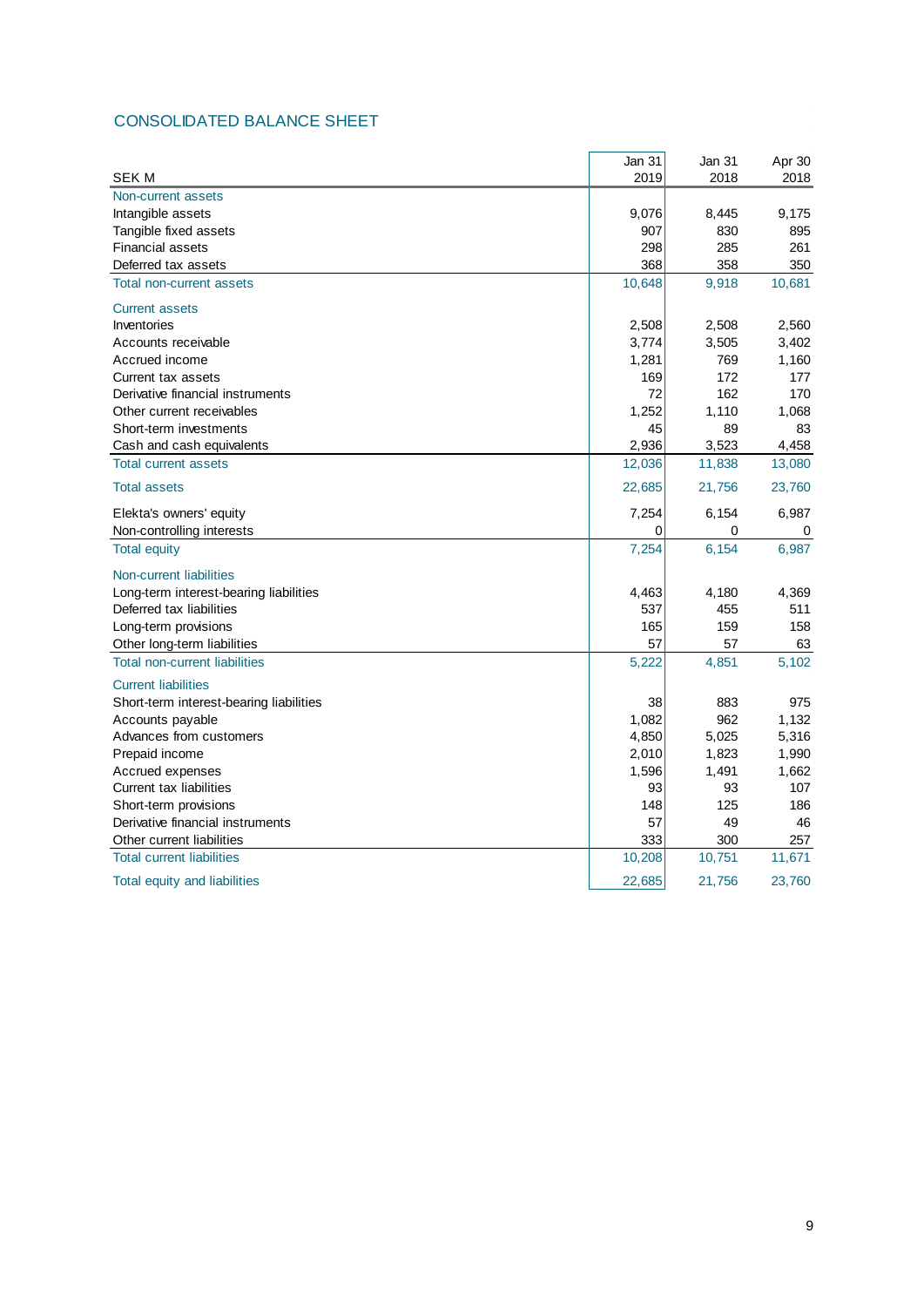## CONSOLIDATED BALANCE SHEET

| SEK M | Jan 31 2019 | Jan 31 2018 | Apr 30 2018 |
|---|---|---|---|
| **Non-current assets** | | | |
| Intangible assets | 9,076 | 8,445 | 9,175 |
| Tangible fixed assets | 907 | 830 | 895 |
| Financial assets | 298 | 285 | 261 |
| Deferred tax assets | 368 | 358 | 350 |
| **Total non-current assets** | 10,648 | 9,918 | 10,681 |
| **Current assets** | | | |
| Inventories | 2,508 | 2,508 | 2,560 |
| Accounts receivable | 3,774 | 3,505 | 3,402 |
| Accrued income | 1,281 | 769 | 1,160 |
| Current tax assets | 169 | 172 | 177 |
| Derivative financial instruments | 72 | 162 | 170 |
| Other current receivables | 1,252 | 1,110 | 1,068 |
| Short-term investments | 45 | 89 | 83 |
| Cash and cash equivalents | 2,936 | 3,523 | 4,458 |
| **Total current assets** | 12,036 | 11,838 | 13,080 |
| **Total assets** | 22,685 | 21,756 | 23,760 |
| Elekta's owners' equity | 7,254 | 6,154 | 6,987 |
| Non-controlling interests | 0 | 0 | 0 |
| **Total equity** | 7,254 | 6,154 | 6,987 |
| **Non-current liabilities** | | | |
| Long-term interest-bearing liabilities | 4,463 | 4,180 | 4,369 |
| Deferred tax liabilities | 537 | 455 | 511 |
| Long-term provisions | 165 | 159 | 158 |
| Other long-term liabilities | 57 | 57 | 63 |
| **Total non-current liabilities** | 5,222 | 4,851 | 5,102 |
| **Current liabilities** | | | |
| Short-term interest-bearing liabilities | 38 | 883 | 975 |
| Accounts payable | 1,082 | 962 | 1,132 |
| Advances from customers | 4,850 | 5,025 | 5,316 |
| Prepaid income | 2,010 | 1,823 | 1,990 |
| Accrued expenses | 1,596 | 1,491 | 1,662 |
| Current tax liabilities | 93 | 93 | 107 |
| Short-term provisions | 148 | 125 | 186 |
| Derivative financial instruments | 57 | 49 | 46 |
| Other current liabilities | 333 | 300 | 257 |
| **Total current liabilities** | 10,208 | 10,751 | 11,671 |
| **Total equity and liabilities** | 22,685 | 21,756 | 23,760 |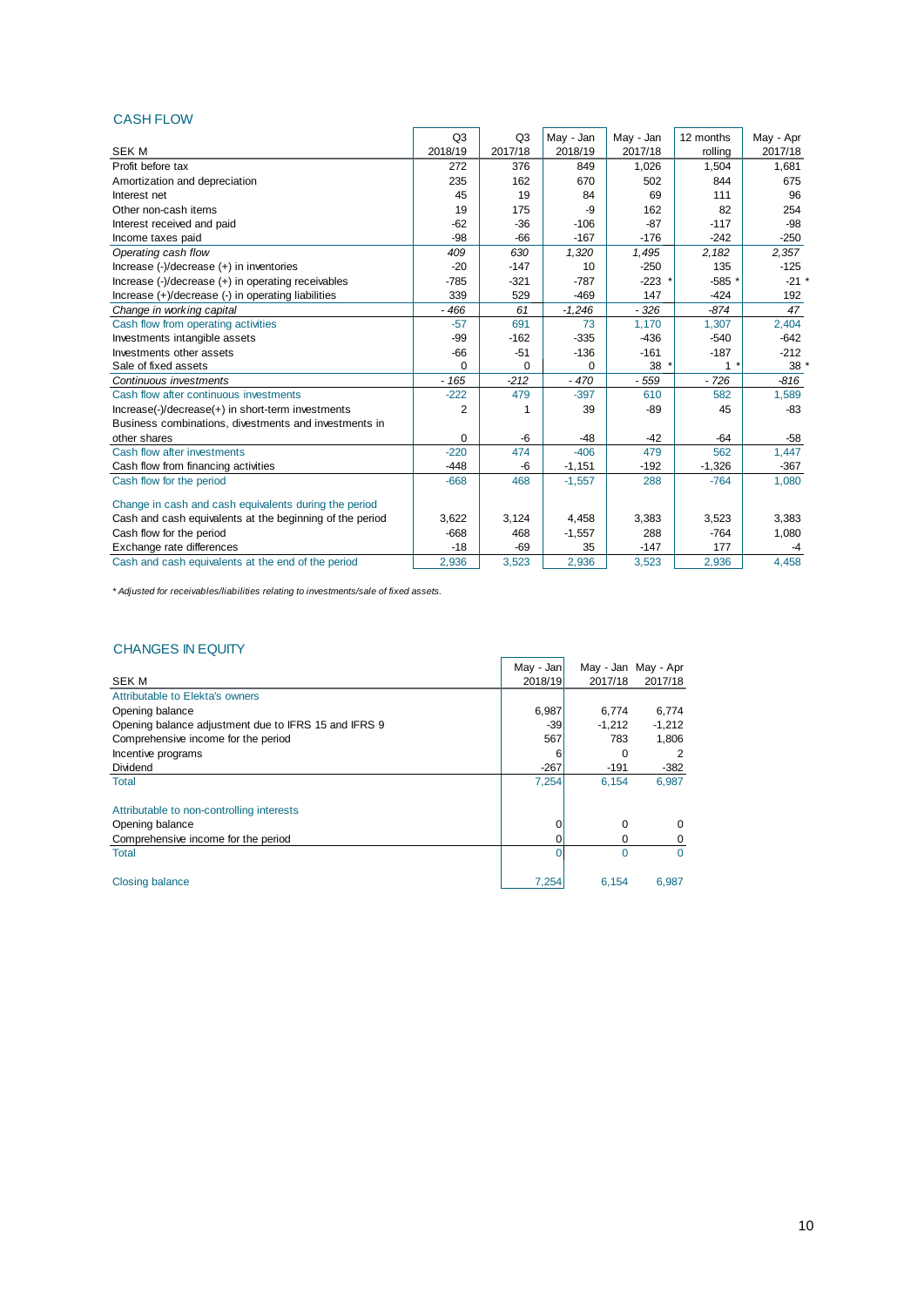## CASH FLOW

| SEK M | Q3 2018/19 | Q3 2017/18 | May - Jan 2018/19 | May - Jan 2017/18 | 12 months rolling | May - Apr 2017/18 |
|---|---|---|---|---|---|---|
| Profit before tax | 272 | 376 | 849 | 1,026 | 1,504 | 1,681 |
| Amortization and depreciation | 235 | 162 | 670 | 502 | 844 | 675 |
| Interest net | 45 | 19 | 84 | 69 | 111 | 96 |
| Other non-cash items | 19 | 175 | -9 | 162 | 82 | 254 |
| Interest received and paid | -62 | -36 | -106 | -87 | -117 | -98 |
| Income taxes paid | -98 | -66 | -167 | -176 | -242 | -250 |
| *Operating cash flow* | *409* | *630* | *1,320* | *1,495* | *2,182* | *2,357* |
| Increase (-)/decrease (+) in inventories | -20 | -147 | 10 | -250 | 135 | -125 |
| Increase (-)/decrease (+) in operating receivables | -785 | -321 | -787 | -223 * | -585 * | -21 * |
| Increase (+)/decrease (-) in operating liabilities | 339 | 529 | -469 | 147 | -424 | 192 |
| *Change in working capital* | *- 466* | *61* | *-1,246* | *- 326* | *-874* | *47* |
| Cash flow from operating activities | -57 | 691 | 73 | 1,170 | 1,307 | 2,404 |
| Investments intangible assets | -99 | -162 | -335 | -436 | -540 | -642 |
| Investments other assets | -66 | -51 | -136 | -161 | -187 | -212 |
| Sale of fixed assets | 0 | 0 | 0 | 38 * | 1 * | 38 * |
| *Continuous investments* | *- 165* | *-212* | *- 470* | *- 559* | *- 726* | *-816* |
| Cash flow after continuous investments | -222 | 479 | -397 | 610 | 582 | 1,589 |
| Increase(-)/decrease(+) in short-term investments | 2 | 1 | 39 | -89 | 45 | -83 |
| Business combinations, divestments and investments in other shares | 0 | -6 | -48 | -42 | -64 | -58 |
| Cash flow after investments | -220 | 474 | -406 | 479 | 562 | 1,447 |
| Cash flow from financing activities | -448 | -6 | -1,151 | -192 | -1,326 | -367 |
| Cash flow for the period | -668 | 468 | -1,557 | 288 | -764 | 1,080 |
| | | | | | | |
| Change in cash and cash equivalents during the period | | | | | | |
| Cash and cash equivalents at the beginning of the period | 3,622 | 3,124 | 4,458 | 3,383 | 3,523 | 3,383 |
| Cash flow for the period | -668 | 468 | -1,557 | 288 | -764 | 1,080 |
| Exchange rate differences | -18 | -69 | 35 | -147 | 177 | -4 |
| Cash and cash equivalents at the end of the period | 2,936 | 3,523 | 2,936 | 3,523 | 2,936 | 4,458 |

*\* Adjusted for receivables/liabilities relating to investments/sale of fixed assets.*

## CHANGES IN EQUITY

| SEK M | May - Jan 2018/19 | May - Jan 2017/18 | May - Apr 2017/18 |
|---|---|---|---|
| Attributable to Elekta's owners | | | |
| Opening balance | 6,987 | 6,774 | 6,774 |
| Opening balance adjustment due to IFRS 15 and IFRS 9 | -39 | -1,212 | -1,212 |
| Comprehensive income for the period | 567 | 783 | 1,806 |
| Incentive programs | 6 | 0 | 2 |
| Dividend | -267 | -191 | -382 |
| Total | 7,254 | 6,154 | 6,987 |
| | | | |
| Attributable to non-controlling interests | | | |
| Opening balance | 0 | 0 | 0 |
| Comprehensive income for the period | 0 | 0 | 0 |
| Total | 0 | 0 | 0 |
| | | | |
| Closing balance | 7,254 | 6,154 | 6,987 |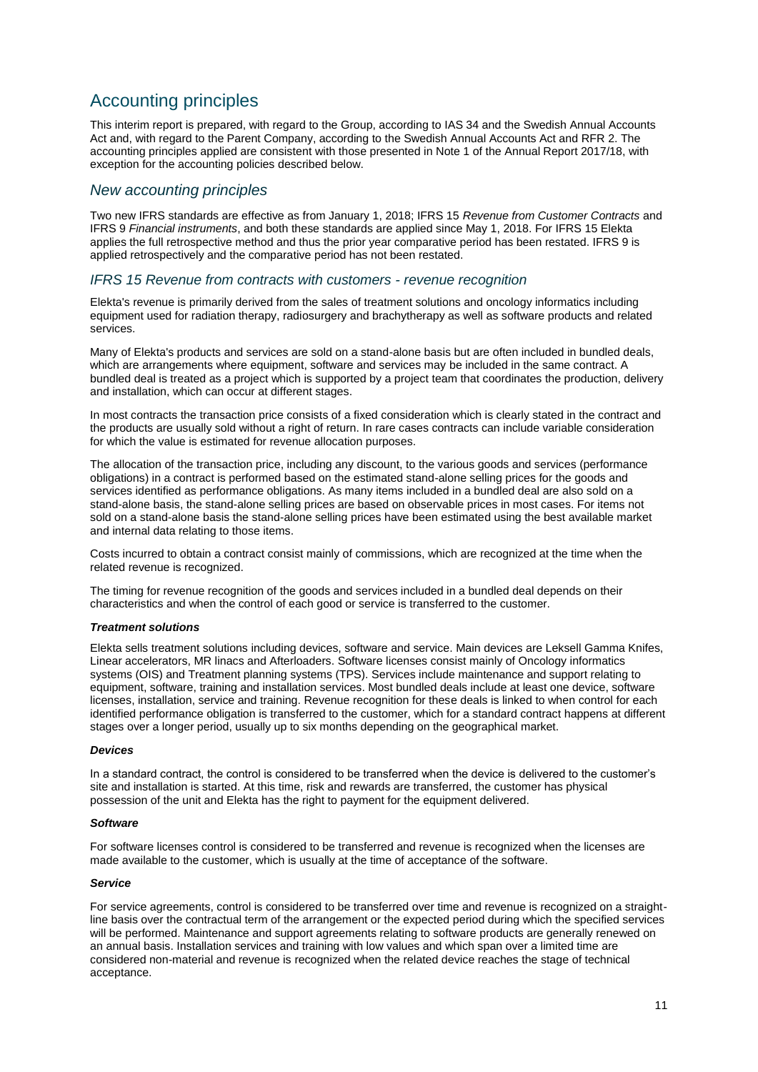# Accounting principles

This interim report is prepared, with regard to the Group, according to IAS 34 and the Swedish Annual Accounts Act and, with regard to the Parent Company, according to the Swedish Annual Accounts Act and RFR 2. The accounting principles applied are consistent with those presented in Note 1 of the Annual Report 2017/18, with exception for the accounting policies described below.

## *New accounting principles*

Two new IFRS standards are effective as from January 1, 2018; IFRS 15 *Revenue from Customer Contracts* and IFRS 9 *Financial instruments*, and both these standards are applied since May 1, 2018. For IFRS 15 Elekta applies the full retrospective method and thus the prior year comparative period has been restated. IFRS 9 is applied retrospectively and the comparative period has not been restated.

## *IFRS 15 Revenue from contracts with customers - revenue recognition*

Elekta's revenue is primarily derived from the sales of treatment solutions and oncology informatics including equipment used for radiation therapy, radiosurgery and brachytherapy as well as software products and related services.

Many of Elekta's products and services are sold on a stand-alone basis but are often included in bundled deals, which are arrangements where equipment, software and services may be included in the same contract. A bundled deal is treated as a project which is supported by a project team that coordinates the production, delivery and installation, which can occur at different stages.

In most contracts the transaction price consists of a fixed consideration which is clearly stated in the contract and the products are usually sold without a right of return. In rare cases contracts can include variable consideration for which the value is estimated for revenue allocation purposes.

The allocation of the transaction price, including any discount, to the various goods and services (performance obligations) in a contract is performed based on the estimated stand-alone selling prices for the goods and services identified as performance obligations. As many items included in a bundled deal are also sold on a stand-alone basis, the stand-alone selling prices are based on observable prices in most cases. For items not sold on a stand-alone basis the stand-alone selling prices have been estimated using the best available market and internal data relating to those items.

Costs incurred to obtain a contract consist mainly of commissions, which are recognized at the time when the related revenue is recognized.

The timing for revenue recognition of the goods and services included in a bundled deal depends on their characteristics and when the control of each good or service is transferred to the customer.

#### ***Treatment solutions***

Elekta sells treatment solutions including devices, software and service. Main devices are Leksell Gamma Knifes, Linear accelerators, MR linacs and Afterloaders. Software licenses consist mainly of Oncology informatics systems (OIS) and Treatment planning systems (TPS). Services include maintenance and support relating to equipment, software, training and installation services. Most bundled deals include at least one device, software licenses, installation, service and training. Revenue recognition for these deals is linked to when control for each identified performance obligation is transferred to the customer, which for a standard contract happens at different stages over a longer period, usually up to six months depending on the geographical market.

#### ***Devices***

In a standard contract, the control is considered to be transferred when the device is delivered to the customer's site and installation is started. At this time, risk and rewards are transferred, the customer has physical possession of the unit and Elekta has the right to payment for the equipment delivered.

#### ***Software***

For software licenses control is considered to be transferred and revenue is recognized when the licenses are made available to the customer, which is usually at the time of acceptance of the software.

#### ***Service***

For service agreements, control is considered to be transferred over time and revenue is recognized on a straight-line basis over the contractual term of the arrangement or the expected period during which the specified services will be performed. Maintenance and support agreements relating to software products are generally renewed on an annual basis. Installation services and training with low values and which span over a limited time are considered non-material and revenue is recognized when the related device reaches the stage of technical acceptance.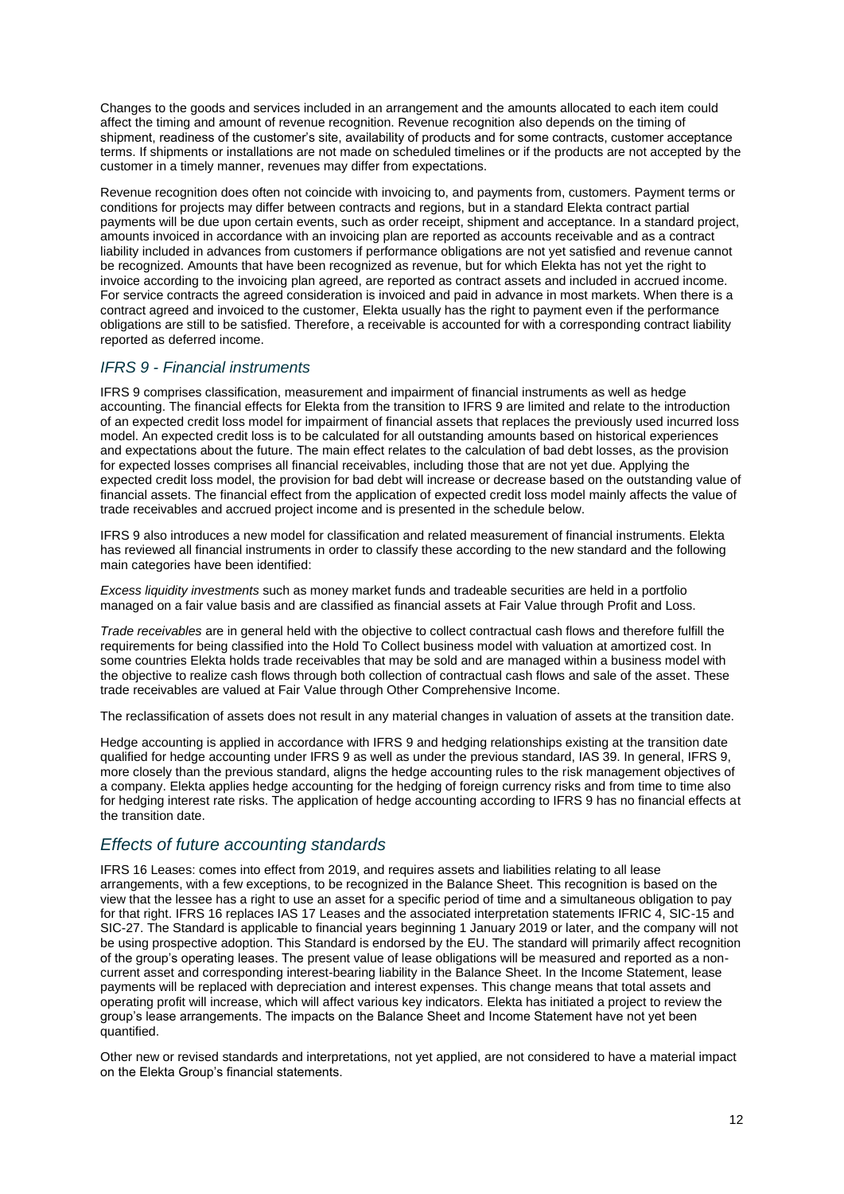Changes to the goods and services included in an arrangement and the amounts allocated to each item could affect the timing and amount of revenue recognition. Revenue recognition also depends on the timing of shipment, readiness of the customer's site, availability of products and for some contracts, customer acceptance terms. If shipments or installations are not made on scheduled timelines or if the products are not accepted by the customer in a timely manner, revenues may differ from expectations.

Revenue recognition does often not coincide with invoicing to, and payments from, customers. Payment terms or conditions for projects may differ between contracts and regions, but in a standard Elekta contract partial payments will be due upon certain events, such as order receipt, shipment and acceptance. In a standard project, amounts invoiced in accordance with an invoicing plan are reported as accounts receivable and as a contract liability included in advances from customers if performance obligations are not yet satisfied and revenue cannot be recognized. Amounts that have been recognized as revenue, but for which Elekta has not yet the right to invoice according to the invoicing plan agreed, are reported as contract assets and included in accrued income. For service contracts the agreed consideration is invoiced and paid in advance in most markets. When there is a contract agreed and invoiced to the customer, Elekta usually has the right to payment even if the performance obligations are still to be satisfied. Therefore, a receivable is accounted for with a corresponding contract liability reported as deferred income.

### *IFRS 9 - Financial instruments*

IFRS 9 comprises classification, measurement and impairment of financial instruments as well as hedge accounting. The financial effects for Elekta from the transition to IFRS 9 are limited and relate to the introduction of an expected credit loss model for impairment of financial assets that replaces the previously used incurred loss model. An expected credit loss is to be calculated for all outstanding amounts based on historical experiences and expectations about the future. The main effect relates to the calculation of bad debt losses, as the provision for expected losses comprises all financial receivables, including those that are not yet due. Applying the expected credit loss model, the provision for bad debt will increase or decrease based on the outstanding value of financial assets. The financial effect from the application of expected credit loss model mainly affects the value of trade receivables and accrued project income and is presented in the schedule below.

IFRS 9 also introduces a new model for classification and related measurement of financial instruments. Elekta has reviewed all financial instruments in order to classify these according to the new standard and the following main categories have been identified:

*Excess liquidity investments* such as money market funds and tradeable securities are held in a portfolio managed on a fair value basis and are classified as financial assets at Fair Value through Profit and Loss.

*Trade receivables* are in general held with the objective to collect contractual cash flows and therefore fulfill the requirements for being classified into the Hold To Collect business model with valuation at amortized cost. In some countries Elekta holds trade receivables that may be sold and are managed within a business model with the objective to realize cash flows through both collection of contractual cash flows and sale of the asset. These trade receivables are valued at Fair Value through Other Comprehensive Income.

The reclassification of assets does not result in any material changes in valuation of assets at the transition date.

Hedge accounting is applied in accordance with IFRS 9 and hedging relationships existing at the transition date qualified for hedge accounting under IFRS 9 as well as under the previous standard, IAS 39. In general, IFRS 9, more closely than the previous standard, aligns the hedge accounting rules to the risk management objectives of a company. Elekta applies hedge accounting for the hedging of foreign currency risks and from time to time also for hedging interest rate risks. The application of hedge accounting according to IFRS 9 has no financial effects at the transition date.

## *Effects of future accounting standards*

IFRS 16 Leases: comes into effect from 2019, and requires assets and liabilities relating to all lease arrangements, with a few exceptions, to be recognized in the Balance Sheet. This recognition is based on the view that the lessee has a right to use an asset for a specific period of time and a simultaneous obligation to pay for that right. IFRS 16 replaces IAS 17 Leases and the associated interpretation statements IFRIC 4, SIC-15 and SIC-27. The Standard is applicable to financial years beginning 1 January 2019 or later, and the company will not be using prospective adoption. This Standard is endorsed by the EU. The standard will primarily affect recognition of the group's operating leases. The present value of lease obligations will be measured and reported as a non-current asset and corresponding interest-bearing liability in the Balance Sheet. In the Income Statement, lease payments will be replaced with depreciation and interest expenses. This change means that total assets and operating profit will increase, which will affect various key indicators. Elekta has initiated a project to review the group's lease arrangements. The impacts on the Balance Sheet and Income Statement have not yet been quantified.

Other new or revised standards and interpretations, not yet applied, are not considered to have a material impact on the Elekta Group's financial statements.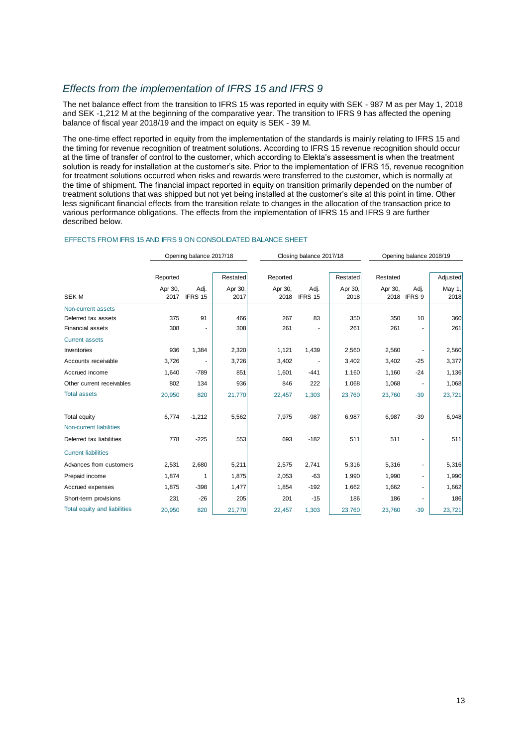## *Effects from the implementation of IFRS 15 and IFRS 9*

The net balance effect from the transition to IFRS 15 was reported in equity with SEK - 987 M as per May 1, 2018 and SEK -1,212 M at the beginning of the comparative year. The transition to IFRS 9 has affected the opening balance of fiscal year 2018/19 and the impact on equity is SEK - 39 M.

The one-time effect reported in equity from the implementation of the standards is mainly relating to IFRS 15 and the timing for revenue recognition of treatment solutions. According to IFRS 15 revenue recognition should occur at the time of transfer of control to the customer, which according to Elekta's assessment is when the treatment solution is ready for installation at the customer's site. Prior to the implementation of IFRS 15, revenue recognition for treatment solutions occurred when risks and rewards were transferred to the customer, which is normally at the time of shipment. The financial impact reported in equity on transition primarily depended on the number of treatment solutions that was shipped but not yet being installed at the customer's site at this point in time. Other less significant financial effects from the transition relate to changes in the allocation of the transaction price to various performance obligations. The effects from the implementation of IFRS 15 and IFRS 9 are further described below.

EFFECTS FROM IFRS 15 AND IFRS 9 ON CONSOLIDATED BALANCE SHEET

| | Opening balance 2017/18 | | | Closing balance 2017/18 | | | Opening balance 2018/19 | | |
|---|---|---|---|---|---|---|---|---|---|
| | Reported | | Restated | Reported | | Restated | Restated | | Adjusted |
| SEK M | Apr 30, 2017 | Adj. IFRS 15 | Apr 30, 2017 | Apr 30, 2018 | Adj. IFRS 15 | Apr 30, 2018 | Apr 30, 2018 | Adj. IFRS 9 | May 1, 2018 |
| Non-current assets | | | | | | | | | |
| Deferred tax assets | 375 | 91 | 466 | 267 | 83 | 350 | 350 | 10 | 360 |
| Financial assets | 308 | - | 308 | 261 | - | 261 | 261 | - | 261 |
| Current assets | | | | | | | | | |
| Inventories | 936 | 1,384 | 2,320 | 1,121 | 1,439 | 2,560 | 2,560 | - | 2,560 |
| Accounts receivable | 3,726 | - | 3,726 | 3,402 | - | 3,402 | 3,402 | -25 | 3,377 |
| Accrued income | 1,640 | -789 | 851 | 1,601 | -441 | 1,160 | 1,160 | -24 | 1,136 |
| Other current receivables | 802 | 134 | 936 | 846 | 222 | 1,068 | 1,068 | - | 1,068 |
| Total assets | 20,950 | 820 | 21,770 | 22,457 | 1,303 | 23,760 | 23,760 | -39 | 23,721 |
| | | | | | | | | | |
| Total equity | 6,774 | -1,212 | 5,562 | 7,975 | -987 | 6,987 | 6,987 | -39 | 6,948 |
| Non-current liabilities | | | | | | | | | |
| Deferred tax liabilities | 778 | -225 | 553 | 693 | -182 | 511 | 511 | - | 511 |
| Current liabilities | | | | | | | | | |
| Advances from customers | 2,531 | 2,680 | 5,211 | 2,575 | 2,741 | 5,316 | 5,316 | - | 5,316 |
| Prepaid income | 1,874 | 1 | 1,875 | 2,053 | -63 | 1,990 | 1,990 | - | 1,990 |
| Accrued expenses | 1,875 | -398 | 1,477 | 1,854 | -192 | 1,662 | 1,662 | - | 1,662 |
| Short-term provisions | 231 | -26 | 205 | 201 | -15 | 186 | 186 | - | 186 |
| Total equity and liabilities | 20,950 | 820 | 21,770 | 22,457 | 1,303 | 23,760 | 23,760 | -39 | 23,721 |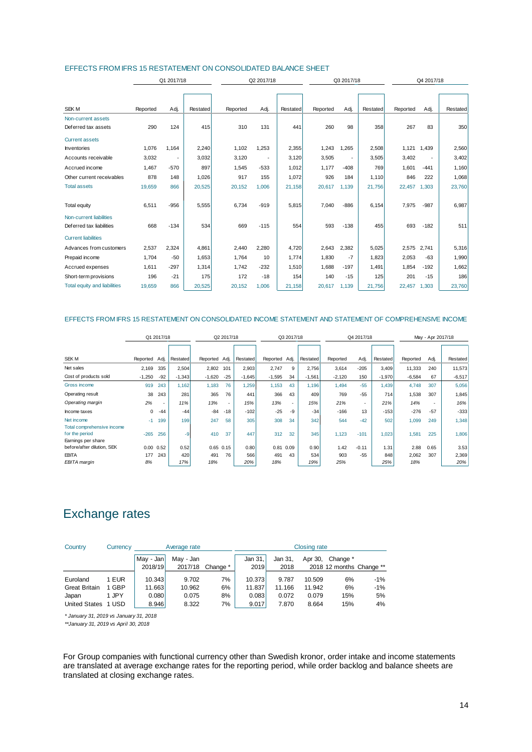EFFECTS FROM IFRS 15 RESTATEMENT ON CONSOLIDATED BALANCE SHEET

| | Q1 2017/18 | | | Q2 2017/18 | | | Q3 2017/18 | | | Q4 2017/18 | | |
|---|---|---|---|---|---|---|---|---|---|---|---|---|
| SEK M | Reported | Adj. | Restated | Reported | Adj. | Restated | Reported | Adj. | Restated | Reported | Adj. | Restated |
| Non-current assets | | | | | | | | | | | | |
| Deferred tax assets | 290 | 124 | 415 | 310 | 131 | 441 | 260 | 98 | 358 | 267 | 83 | 350 |
| Current assets | | | | | | | | | | | | |
| Inventories | 1,076 | 1,164 | 2,240 | 1,102 | 1,253 | 2,355 | 1,243 | 1,265 | 2,508 | 1,121 | 1,439 | 2,560 |
| Accounts receivable | 3,032 | - | 3,032 | 3,120 | - | 3,120 | 3,505 | - | 3,505 | 3,402 | - | 3,402 |
| Accrued income | 1,467 | -570 | 897 | 1,545 | -533 | 1,012 | 1,177 | -408 | 769 | 1,601 | -441 | 1,160 |
| Other current receivables | 878 | 148 | 1,026 | 917 | 155 | 1,072 | 926 | 184 | 1,110 | 846 | 222 | 1,068 |
| Total assets | 19,659 | 866 | 20,525 | 20,152 | 1,006 | 21,158 | 20,617 | 1,139 | 21,756 | 22,457 | 1,303 | 23,760 |
| Total equity | 6,511 | -956 | 5,555 | 6,734 | -919 | 5,815 | 7,040 | -886 | 6,154 | 7,975 | -987 | 6,987 |
| Non-current liabilities | | | | | | | | | | | | |
| Deferred tax liabilities | 668 | -134 | 534 | 669 | -115 | 554 | 593 | -138 | 455 | 693 | -182 | 511 |
| Current liabilities | | | | | | | | | | | | |
| Advances from customers | 2,537 | 2,324 | 4,861 | 2,440 | 2,280 | 4,720 | 2,643 | 2,382 | 5,025 | 2,575 | 2,741 | 5,316 |
| Prepaid income | 1,704 | -50 | 1,653 | 1,764 | 10 | 1,774 | 1,830 | -7 | 1,823 | 2,053 | -63 | 1,990 |
| Accrued expenses | 1,611 | -297 | 1,314 | 1,742 | -232 | 1,510 | 1,688 | -197 | 1,491 | 1,854 | -192 | 1,662 |
| Short-term provisions | 196 | -21 | 175 | 172 | -18 | 154 | 140 | -15 | 125 | 201 | -15 | 186 |
| Total equity and liabilities | 19,659 | 866 | 20,525 | 20,152 | 1,006 | 21,158 | 20,617 | 1,139 | 21,756 | 22,457 | 1,303 | 23,760 |

EFFECTS FROM IFRS 15 RESTATEMENT ON CONSOLIDATED INCOME STATEMENT AND STATEMENT OF COMPREHENSIVE INCOME

| | Q1 2017/18 | | | Q2 2017/18 | | | Q3 2017/18 | | | Q4 2017/18 | | | May - Apr 2017/18 | | |
|---|---|---|---|---|---|---|---|---|---|---|---|---|---|---|---|
| SEK M | Reported | Adj. | Restated | Reported | Adj. | Restated | Reported | Adj. | Restated | Reported | Adj. | Restated | Reported | Adj. | Restated |
| Net sales | 2,169 | 335 | 2,504 | 2,802 | 101 | 2,903 | 2,747 | 9 | 2,756 | 3,614 | -205 | 3,409 | 11,333 | 240 | 11,573 |
| Cost of products sold | -1,250 | -92 | -1,343 | -1,620 | -25 | -1,645 | -1,595 | 34 | -1,561 | -2,120 | 150 | -1,970 | -6,584 | 67 | -6,517 |
| Gross income | 919 | 243 | 1,162 | 1,183 | 76 | 1,259 | 1,153 | 43 | 1,196 | 1,494 | -55 | 1,439 | 4,748 | 307 | 5,056 |
| Operating result | 38 | 243 | 281 | 365 | 76 | 441 | 366 | 43 | 409 | 769 | -55 | 714 | 1,538 | 307 | 1,845 |
| *Operating margin* | *2%* | - | *11%* | *13%* | - | *15%* | *13%* | - | *15%* | *21%* | - | *21%* | *14%* | - | *16%* |
| Income taxes | 0 | -44 | -44 | -84 | -18 | -102 | -25 | -9 | -34 | -166 | 13 | -153 | -276 | -57 | -333 |
| Net income | -1 | 199 | 199 | 247 | 58 | 305 | 308 | 34 | 342 | 544 | -42 | 502 | 1,099 | 249 | 1,348 |
| Total comprehensive income for the period | -265 | 256 | -9 | 410 | 37 | 447 | 312 | 32 | 345 | 1,123 | -101 | 1,023 | 1,581 | 225 | 1,806 |
| Earnings per share before/after dilution, SEK | 0.00 | 0.52 | 0.52 | 0.65 | 0.15 | 0.80 | 0.81 | 0.09 | 0.90 | 1.42 | -0.11 | 1.31 | 2.88 | 0.65 | 3.53 |
| EBITA | 177 | 243 | 420 | 491 | 76 | 566 | 491 | 43 | 534 | 903 | -55 | 848 | 2,062 | 307 | 2,369 |
| *EBITA margin* | *8%* | | *17%* | *18%* | | *20%* | *18%* | | *19%* | *25%* | | *25%* | *18%* | | *20%* |

# Exchange rates

| Country | Currency | Average rate | | | Closing rate | | | | |
|---|---|---|---|---|---|---|---|---|---|
| | | May - Jan 2018/19 | May - Jan 2017/18 | Change * | Jan 31, 2019 | Jan 31, 2018 | Apr 30, 2018 | Change * 12 months | Change ** |
| Euroland | 1 EUR | 10.343 | 9.702 | 7% | 10.373 | 9.787 | 10.509 | 6% | -1% |
| Great Britain | 1 GBP | 11.663 | 10.962 | 6% | 11.837 | 11.166 | 11.942 | 6% | -1% |
| Japan | 1 JPY | 0.080 | 0.075 | 8% | 0.083 | 0.072 | 0.079 | 15% | 5% |
| United States | 1 USD | 8.946 | 8.322 | 7% | 9.017 | 7.870 | 8.664 | 15% | 4% |

*\* January 31, 2019 vs January 31, 2018*

*\*\*January 31, 2019 vs April 30, 2018*

For Group companies with functional currency other than Swedish kronor, order intake and income statements are translated at average exchange rates for the reporting period, while order backlog and balance sheets are translated at closing exchange rates.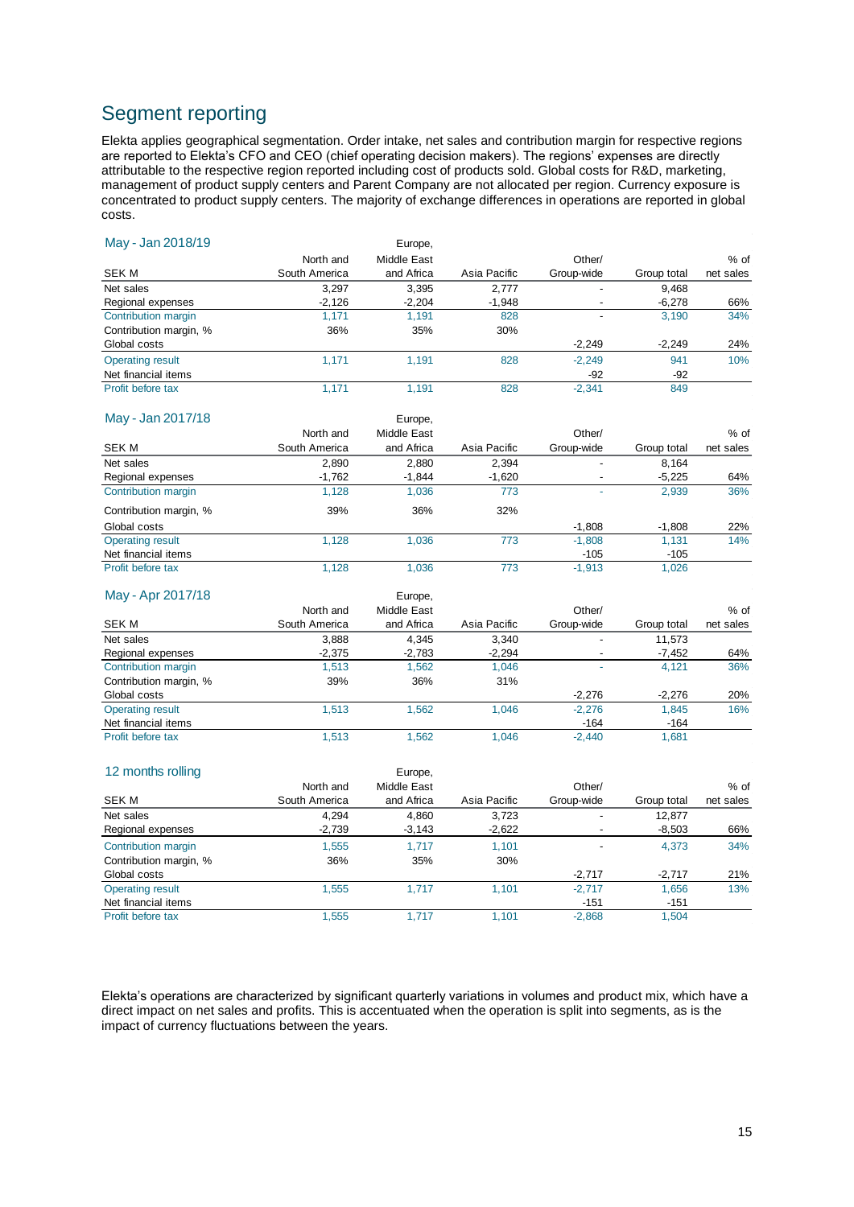# Segment reporting

Elekta applies geographical segmentation. Order intake, net sales and contribution margin for respective regions are reported to Elekta's CFO and CEO (chief operating decision makers). The regions' expenses are directly attributable to the respective region reported including cost of products sold. Global costs for R&D, marketing, management of product supply centers and Parent Company are not allocated per region. Currency exposure is concentrated to product supply centers. The majority of exchange differences in operations are reported in global costs.

## May - Jan 2018/19

| SEK M | North and South America | Europe, Middle East and Africa | Asia Pacific | Other/ Group-wide | Group total | % of net sales |
|---|---|---|---|---|---|---|
| Net sales | 3,297 | 3,395 | 2,777 | - | 9,468 | |
| Regional expenses | -2,126 | -2,204 | -1,948 | - | -6,278 | 66% |
| Contribution margin | 1,171 | 1,191 | 828 | - | 3,190 | 34% |
| Contribution margin, % | 36% | 35% | 30% | | | |
| Global costs | | | | -2,249 | -2,249 | 24% |
| Operating result | 1,171 | 1,191 | 828 | -2,249 | 941 | 10% |
| Net financial items | | | | -92 | -92 | |
| Profit before tax | 1,171 | 1,191 | 828 | -2,341 | 849 | |

## May - Jan 2017/18

| SEK M | North and South America | Europe, Middle East and Africa | Asia Pacific | Other/ Group-wide | Group total | % of net sales |
|---|---|---|---|---|---|---|
| Net sales | 2,890 | 2,880 | 2,394 | - | 8,164 | |
| Regional expenses | -1,762 | -1,844 | -1,620 | - | -5,225 | 64% |
| Contribution margin | 1,128 | 1,036 | 773 | - | 2,939 | 36% |
| Contribution margin, % | 39% | 36% | 32% | | | |
| Global costs | | | | -1,808 | -1,808 | 22% |
| Operating result | 1,128 | 1,036 | 773 | -1,808 | 1,131 | 14% |
| Net financial items | | | | -105 | -105 | |
| Profit before tax | 1,128 | 1,036 | 773 | -1,913 | 1,026 | |

## May - Apr 2017/18

| SEK M | North and South America | Europe, Middle East and Africa | Asia Pacific | Other/ Group-wide | Group total | % of net sales |
|---|---|---|---|---|---|---|
| Net sales | 3,888 | 4,345 | 3,340 | - | 11,573 | |
| Regional expenses | -2,375 | -2,783 | -2,294 | - | -7,452 | 64% |
| Contribution margin | 1,513 | 1,562 | 1,046 | - | 4,121 | 36% |
| Contribution margin, % | 39% | 36% | 31% | | | |
| Global costs | | | | -2,276 | -2,276 | 20% |
| Operating result | 1,513 | 1,562 | 1,046 | -2,276 | 1,845 | 16% |
| Net financial items | | | | -164 | -164 | |
| Profit before tax | 1,513 | 1,562 | 1,046 | -2,440 | 1,681 | |

## 12 months rolling

| SEK M | North and South America | Europe, Middle East and Africa | Asia Pacific | Other/ Group-wide | Group total | % of net sales |
|---|---|---|---|---|---|---|
| Net sales | 4,294 | 4,860 | 3,723 | - | 12,877 | |
| Regional expenses | -2,739 | -3,143 | -2,622 | - | -8,503 | 66% |
| Contribution margin | 1,555 | 1,717 | 1,101 | - | 4,373 | 34% |
| Contribution margin, % | 36% | 35% | 30% | | | |
| Global costs | | | | -2,717 | -2,717 | 21% |
| Operating result | 1,555 | 1,717 | 1,101 | -2,717 | 1,656 | 13% |
| Net financial items | | | | -151 | -151 | |
| Profit before tax | 1,555 | 1,717 | 1,101 | -2,868 | 1,504 | |

Elekta's operations are characterized by significant quarterly variations in volumes and product mix, which have a direct impact on net sales and profits. This is accentuated when the operation is split into segments, as is the impact of currency fluctuations between the years.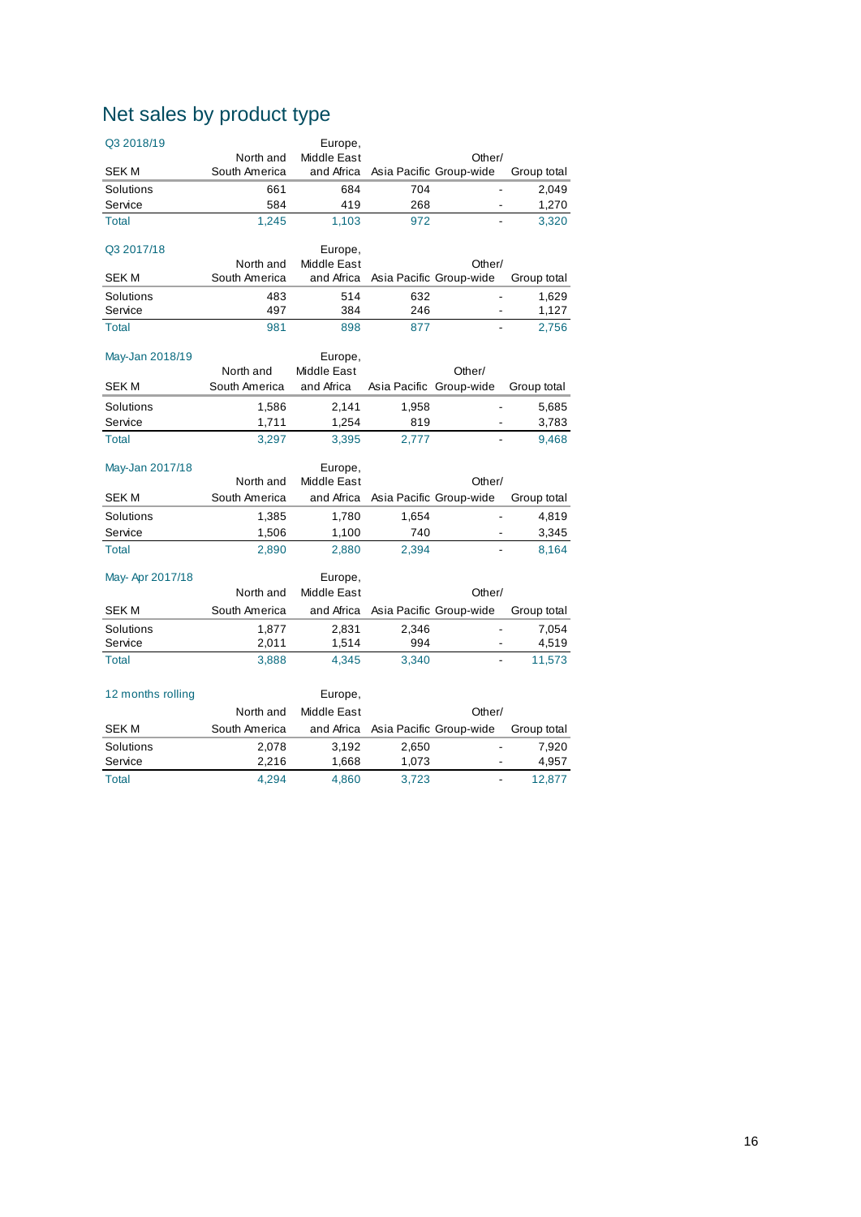# Net sales by product type

| Q3 2018/19 | | Europe, | | | |
|---|---|---|---|---|---|
| | North and | Middle East | | Other/ | |
| SEK M | South America | and Africa | Asia Pacific | Group-wide | Group total |
| Solutions | 661 | 684 | 704 | - | 2,049 |
| Service | 584 | 419 | 268 | - | 1,270 |
| Total | 1,245 | 1,103 | 972 | - | 3,320 |

| Q3 2017/18 | | Europe, | | | |
|---|---|---|---|---|---|
| | North and | Middle East | | Other/ | |
| SEK M | South America | and Africa | Asia Pacific | Group-wide | Group total |
| Solutions | 483 | 514 | 632 | - | 1,629 |
| Service | 497 | 384 | 246 | - | 1,127 |
| Total | 981 | 898 | 877 | - | 2,756 |

| May-Jan 2018/19 | | Europe, | | | |
|---|---|---|---|---|---|
| | North and | Middle East | | Other/ | |
| SEK M | South America | and Africa | Asia Pacific | Group-wide | Group total |
| Solutions | 1,586 | 2,141 | 1,958 | - | 5,685 |
| Service | 1,711 | 1,254 | 819 | - | 3,783 |
| Total | 3,297 | 3,395 | 2,777 | - | 9,468 |

| May-Jan 2017/18 | | Europe, | | | |
|---|---|---|---|---|---|
| | North and | Middle East | | Other/ | |
| SEK M | South America | and Africa | Asia Pacific | Group-wide | Group total |
| Solutions | 1,385 | 1,780 | 1,654 | - | 4,819 |
| Service | 1,506 | 1,100 | 740 | - | 3,345 |
| Total | 2,890 | 2,880 | 2,394 | - | 8,164 |

| May- Apr 2017/18 | | Europe, | | | |
|---|---|---|---|---|---|
| | North and | Middle East | | Other/ | |
| SEK M | South America | and Africa | Asia Pacific | Group-wide | Group total |
| Solutions | 1,877 | 2,831 | 2,346 | - | 7,054 |
| Service | 2,011 | 1,514 | 994 | - | 4,519 |
| Total | 3,888 | 4,345 | 3,340 | - | 11,573 |

| 12 months rolling | | Europe, | | | |
|---|---|---|---|---|---|
| | North and | Middle East | | Other/ | |
| SEK M | South America | and Africa | Asia Pacific | Group-wide | Group total |
| Solutions | 2,078 | 3,192 | 2,650 | - | 7,920 |
| Service | 2,216 | 1,668 | 1,073 | - | 4,957 |
| Total | 4,294 | 4,860 | 3,723 | - | 12,877 |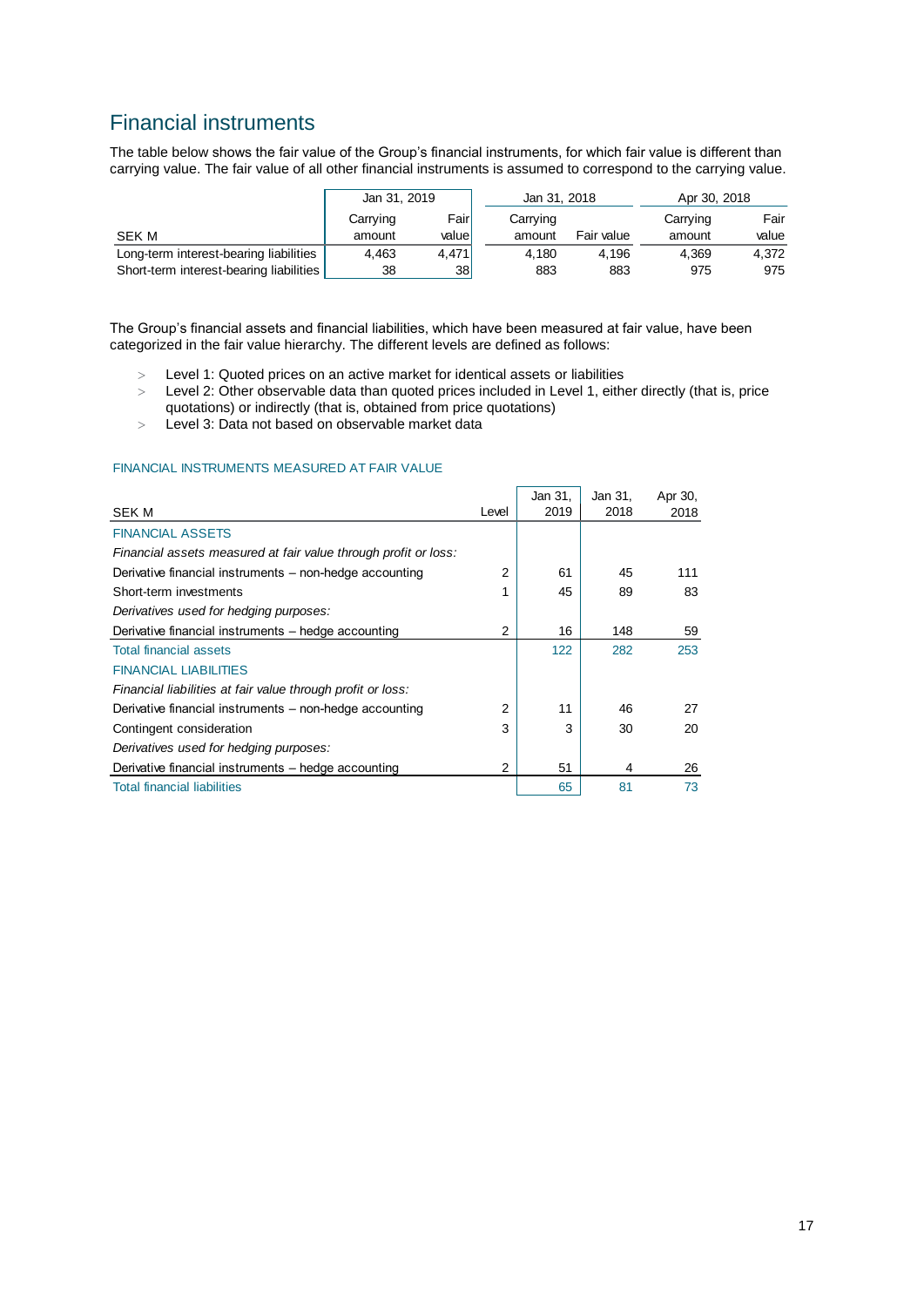## Financial instruments

The table below shows the fair value of the Group's financial instruments, for which fair value is different than carrying value. The fair value of all other financial instruments is assumed to correspond to the carrying value.

| | Jan 31, 2019 | | Jan 31, 2018 | | Apr 30, 2018 | |
|---|---|---|---|---|---|---|
| SEK M | Carrying amount | Fair value | Carrying amount | Fair value | Carrying amount | Fair value |
| Long-term interest-bearing liabilities | 4,463 | 4,471 | 4,180 | 4,196 | 4,369 | 4,372 |
| Short-term interest-bearing liabilities | 38 | 38 | 883 | 883 | 975 | 975 |

The Group's financial assets and financial liabilities, which have been measured at fair value, have been categorized in the fair value hierarchy. The different levels are defined as follows:

- Level 1: Quoted prices on an active market for identical assets or liabilities
- Level 2: Other observable data than quoted prices included in Level 1, either directly (that is, price quotations) or indirectly (that is, obtained from price quotations)
- Level 3: Data not based on observable market data

FINANCIAL INSTRUMENTS MEASURED AT FAIR VALUE

| SEK M | Level | Jan 31, 2019 | Jan 31, 2018 | Apr 30, 2018 |
|---|---|---|---|---|
| FINANCIAL ASSETS | | | | |
| *Financial assets measured at fair value through profit or loss:* | | | | |
| Derivative financial instruments – non-hedge accounting | 2 | 61 | 45 | 111 |
| Short-term investments | 1 | 45 | 89 | 83 |
| *Derivatives used for hedging purposes:* | | | | |
| Derivative financial instruments – hedge accounting | 2 | 16 | 148 | 59 |
| Total financial assets | | 122 | 282 | 253 |
| FINANCIAL LIABILITIES | | | | |
| *Financial liabilities at fair value through profit or loss:* | | | | |
| Derivative financial instruments – non-hedge accounting | 2 | 11 | 46 | 27 |
| Contingent consideration | 3 | 3 | 30 | 20 |
| *Derivatives used for hedging purposes:* | | | | |
| Derivative financial instruments – hedge accounting | 2 | 51 | 4 | 26 |
| Total financial liabilities | | 65 | 81 | 73 |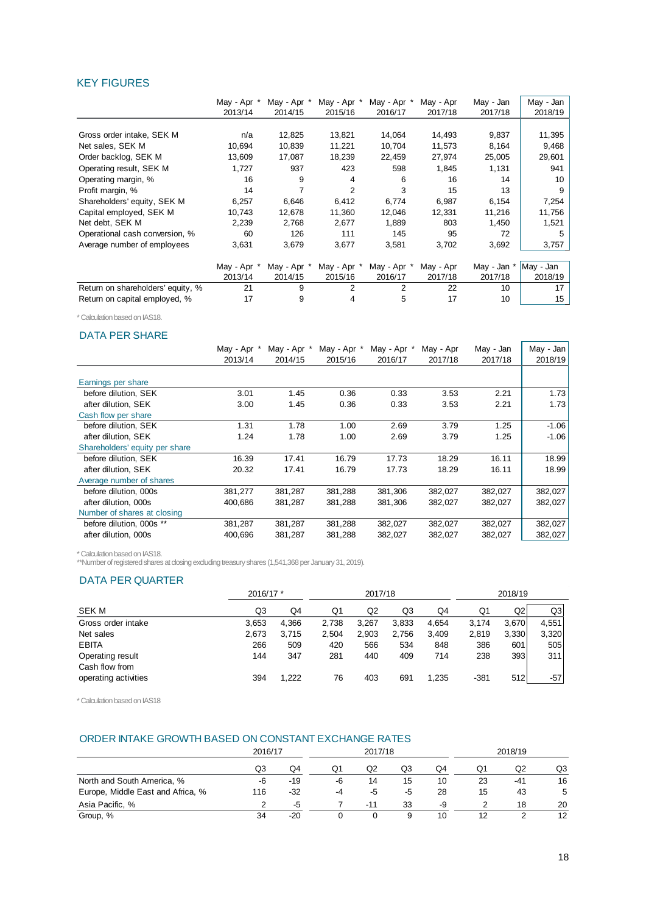## KEY FIGURES

| | May - Apr * 2013/14 | May - Apr * 2014/15 | May - Apr * 2015/16 | May - Apr * 2016/17 | May - Apr 2017/18 | May - Jan 2017/18 | May - Jan 2018/19 |
|---|---|---|---|---|---|---|---|
| Gross order intake, SEK M | n/a | 12,825 | 13,821 | 14,064 | 14,493 | 9,837 | 11,395 |
| Net sales, SEK M | 10,694 | 10,839 | 11,221 | 10,704 | 11,573 | 8,164 | 9,468 |
| Order backlog, SEK M | 13,609 | 17,087 | 18,239 | 22,459 | 27,974 | 25,005 | 29,601 |
| Operating result, SEK M | 1,727 | 937 | 423 | 598 | 1,845 | 1,131 | 941 |
| Operating margin, % | 16 | 9 | 4 | 6 | 16 | 14 | 10 |
| Profit margin, % | 14 | 7 | 2 | 3 | 15 | 13 | 9 |
| Shareholders' equity, SEK M | 6,257 | 6,646 | 6,412 | 6,774 | 6,987 | 6,154 | 7,254 |
| Capital employed, SEK M | 10,743 | 12,678 | 11,360 | 12,046 | 12,331 | 11,216 | 11,756 |
| Net debt, SEK M | 2,239 | 2,768 | 2,677 | 1,889 | 803 | 1,450 | 1,521 |
| Operational cash conversion, % | 60 | 126 | 111 | 145 | 95 | 72 | 5 |
| Average number of employees | 3,631 | 3,679 | 3,677 | 3,581 | 3,702 | 3,692 | 3,757 |

| | May - Apr * 2013/14 | May - Apr * 2014/15 | May - Apr * 2015/16 | May - Apr * 2016/17 | May - Apr 2017/18 | May - Jan * 2017/18 | May - Jan 2018/19 |
|---|---|---|---|---|---|---|---|
| Return on shareholders' equity, % | 21 | 9 | 2 | 2 | 22 | 10 | 17 |
| Return on capital employed, % | 17 | 9 | 4 | 5 | 17 | 10 | 15 |

* Calculation based on IAS18.

## DATA PER SHARE

| | May - Apr * 2013/14 | May - Apr * 2014/15 | May - Apr * 2015/16 | May - Apr * 2016/17 | May - Apr 2017/18 | May - Jan 2017/18 | May - Jan 2018/19 |
|---|---|---|---|---|---|---|---|
| Earnings per share | | | | | | | |
| before dilution, SEK | 3.01 | 1.45 | 0.36 | 0.33 | 3.53 | 2.21 | 1.73 |
| after dilution, SEK | 3.00 | 1.45 | 0.36 | 0.33 | 3.53 | 2.21 | 1.73 |
| Cash flow per share | | | | | | | |
| before dilution, SEK | 1.31 | 1.78 | 1.00 | 2.69 | 3.79 | 1.25 | -1.06 |
| after dilution, SEK | 1.24 | 1.78 | 1.00 | 2.69 | 3.79 | 1.25 | -1.06 |
| Shareholders' equity per share | | | | | | | |
| before dilution, SEK | 16.39 | 17.41 | 16.79 | 17.73 | 18.29 | 16.11 | 18.99 |
| after dilution, SEK | 20.32 | 17.41 | 16.79 | 17.73 | 18.29 | 16.11 | 18.99 |
| Average number of shares | | | | | | | |
| before dilution, 000s | 381,277 | 381,287 | 381,288 | 381,306 | 382,027 | 382,027 | 382,027 |
| after dilution, 000s | 400,686 | 381,287 | 381,288 | 381,306 | 382,027 | 382,027 | 382,027 |
| Number of shares at closing | | | | | | | |
| before dilution, 000s ** | 381,287 | 381,287 | 381,288 | 382,027 | 382,027 | 382,027 | 382,027 |
| after dilution, 000s | 400,696 | 381,287 | 381,288 | 382,027 | 382,027 | 382,027 | 382,027 |

* Calculation based on IAS18.
**Number of registered shares at closing excluding treasury shares (1,541,368 per January 31, 2019).

## DATA PER QUARTER

| | 2016/17 * | | 2017/18 | | | | 2018/19 | | |
|---|---|---|---|---|---|---|---|---|---|
| SEK M | Q3 | Q4 | Q1 | Q2 | Q3 | Q4 | Q1 | Q2 | Q3 |
| Gross order intake | 3,653 | 4,366 | 2,738 | 3,267 | 3,833 | 4,654 | 3,174 | 3,670 | 4,551 |
| Net sales | 2,673 | 3,715 | 2,504 | 2,903 | 2,756 | 3,409 | 2,819 | 3,330 | 3,320 |
| EBITA | 266 | 509 | 420 | 566 | 534 | 848 | 386 | 601 | 505 |
| Operating result | 144 | 347 | 281 | 440 | 409 | 714 | 238 | 393 | 311 |
| Cash flow from operating activities | 394 | 1,222 | 76 | 403 | 691 | 1,235 | -381 | 512 | -57 |

* Calculation based on IAS18

## ORDER INTAKE GROWTH BASED ON CONSTANT EXCHANGE RATES

| | 2016/17 | | 2017/18 | | | | 2018/19 | | |
|---|---|---|---|---|---|---|---|---|---|
| | Q3 | Q4 | Q1 | Q2 | Q3 | Q4 | Q1 | Q2 | Q3 |
| North and South America, % | -6 | -19 | -6 | 14 | 15 | 10 | 23 | -41 | 16 |
| Europe, Middle East and Africa, % | 116 | -32 | -4 | -5 | -5 | 28 | 15 | 43 | 5 |
| Asia Pacific, % | 2 | -5 | 7 | -11 | 33 | -9 | 2 | 18 | 20 |
| Group, % | 34 | -20 | 0 | 0 | 9 | 10 | 12 | 2 | 12 |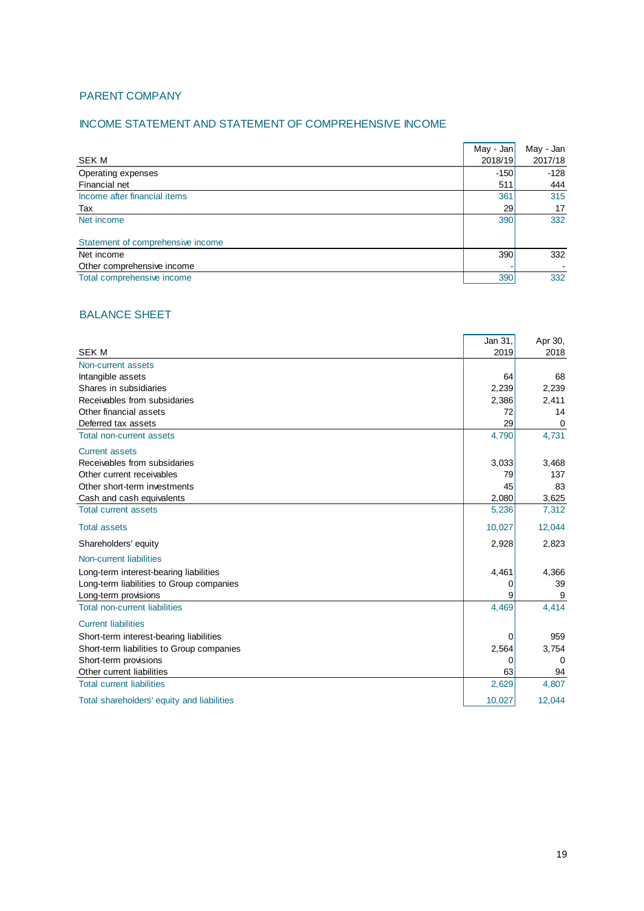## PARENT COMPANY

### INCOME STATEMENT AND STATEMENT OF COMPREHENSIVE INCOME

| SEK M | May - Jan 2018/19 | May - Jan 2017/18 |
|---|---|---|
| Operating expenses | -150 | -128 |
| Financial net | 511 | 444 |
| Income after financial items | 361 | 315 |
| Tax | 29 | 17 |
| Net income | 390 | 332 |
| | | |
| Statement of comprehensive income | | |
| Net income | 390 | 332 |
| Other comprehensive income | - | - |
| Total comprehensive income | 390 | 332 |

### BALANCE SHEET

| SEK M | Jan 31, 2019 | Apr 30, 2018 |
|---|---|---|
| Non-current assets | | |
| Intangible assets | 64 | 68 |
| Shares in subsidiaries | 2,239 | 2,239 |
| Receivables from subsidaries | 2,386 | 2,411 |
| Other financial assets | 72 | 14 |
| Deferred tax assets | 29 | 0 |
| Total non-current assets | 4,790 | 4,731 |
| Current assets | | |
| Receivables from subsidaries | 3,033 | 3,468 |
| Other current receivables | 79 | 137 |
| Other short-term investments | 45 | 83 |
| Cash and cash equivalents | 2,080 | 3,625 |
| Total current assets | 5,236 | 7,312 |
| Total assets | 10,027 | 12,044 |
| Shareholders' equity | 2,928 | 2,823 |
| Non-current liabilities | | |
| Long-term interest-bearing liabilities | 4,461 | 4,366 |
| Long-term liabilities to Group companies | 0 | 39 |
| Long-term provisions | 9 | 9 |
| Total non-current liabilities | 4,469 | 4,414 |
| Current liabilities | | |
| Short-term interest-bearing liabilities | 0 | 959 |
| Short-term liabilities to Group companies | 2,564 | 3,754 |
| Short-term provisions | 0 | 0 |
| Other current liabilities | 63 | 94 |
| Total current liabilities | 2,629 | 4,807 |
| Total shareholders' equity and liabilities | 10,027 | 12,044 |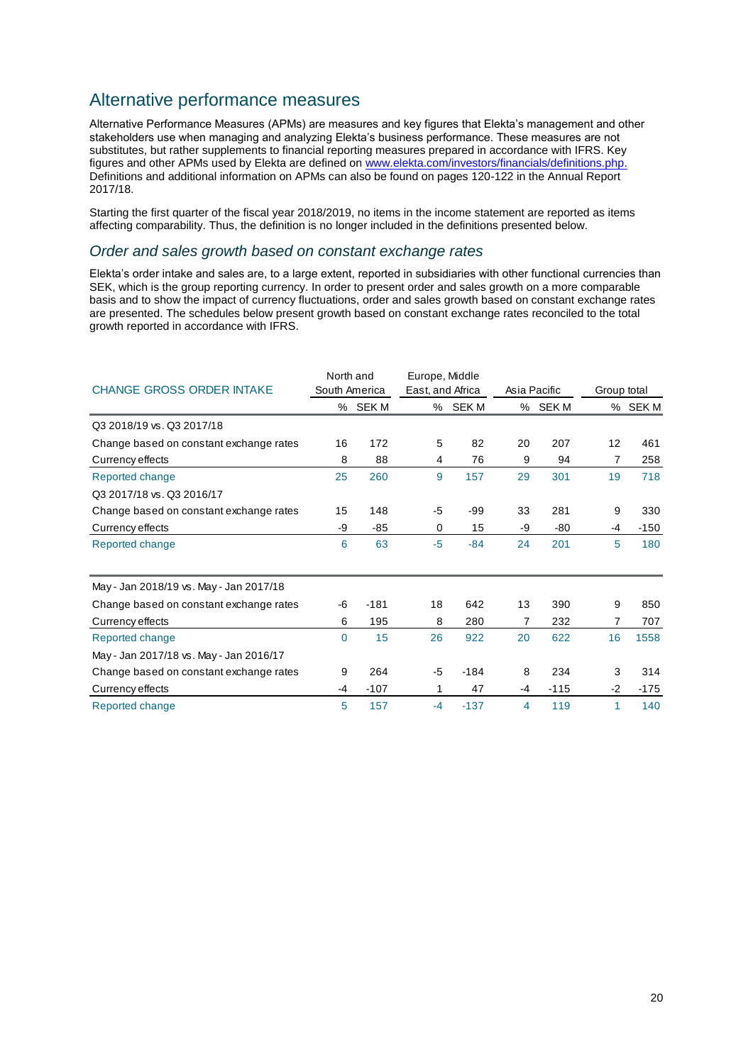## Alternative performance measures

Alternative Performance Measures (APMs) are measures and key figures that Elekta's management and other stakeholders use when managing and analyzing Elekta's business performance. These measures are not substitutes, but rather supplements to financial reporting measures prepared in accordance with IFRS. Key figures and other APMs used by Elekta are defined on www.elekta.com/investors/financials/definitions.php. Definitions and additional information on APMs can also be found on pages 120-122 in the Annual Report 2017/18.

Starting the first quarter of the fiscal year 2018/2019, no items in the income statement are reported as items affecting comparability. Thus, the definition is no longer included in the definitions presented below.

### *Order and sales growth based on constant exchange rates*

Elekta's order intake and sales are, to a large extent, reported in subsidiaries with other functional currencies than SEK, which is the group reporting currency. In order to present order and sales growth on a more comparable basis and to show the impact of currency fluctuations, order and sales growth based on constant exchange rates are presented. The schedules below present growth based on constant exchange rates reconciled to the total growth reported in accordance with IFRS.

| CHANGE GROSS ORDER INTAKE | North and South America | | Europe, Middle East, and Africa | | Asia Pacific | | Group total | |
|---|---|---|---|---|---|---|---|---|
| | % | SEK M | % | SEK M | % | SEK M | % | SEK M |
| Q3 2018/19 vs. Q3 2017/18 | | | | | | | | |
| Change based on constant exchange rates | 16 | 172 | 5 | 82 | 20 | 207 | 12 | 461 |
| Currency effects | 8 | 88 | 4 | 76 | 9 | 94 | 7 | 258 |
| Reported change | 25 | 260 | 9 | 157 | 29 | 301 | 19 | 718 |
| Q3 2017/18 vs. Q3 2016/17 | | | | | | | | |
| Change based on constant exchange rates | 15 | 148 | -5 | -99 | 33 | 281 | 9 | 330 |
| Currency effects | -9 | -85 | 0 | 15 | -9 | -80 | -4 | -150 |
| Reported change | 6 | 63 | -5 | -84 | 24 | 201 | 5 | 180 |
| | | | | | | | | |
| May - Jan 2018/19 vs. May - Jan 2017/18 | | | | | | | | |
| Change based on constant exchange rates | -6 | -181 | 18 | 642 | 13 | 390 | 9 | 850 |
| Currency effects | 6 | 195 | 8 | 280 | 7 | 232 | 7 | 707 |
| Reported change | 0 | 15 | 26 | 922 | 20 | 622 | 16 | 1558 |
| May - Jan 2017/18 vs. May - Jan 2016/17 | | | | | | | | |
| Change based on constant exchange rates | 9 | 264 | -5 | -184 | 8 | 234 | 3 | 314 |
| Currency effects | -4 | -107 | 1 | 47 | -4 | -115 | -2 | -175 |
| Reported change | 5 | 157 | -4 | -137 | 4 | 119 | 1 | 140 |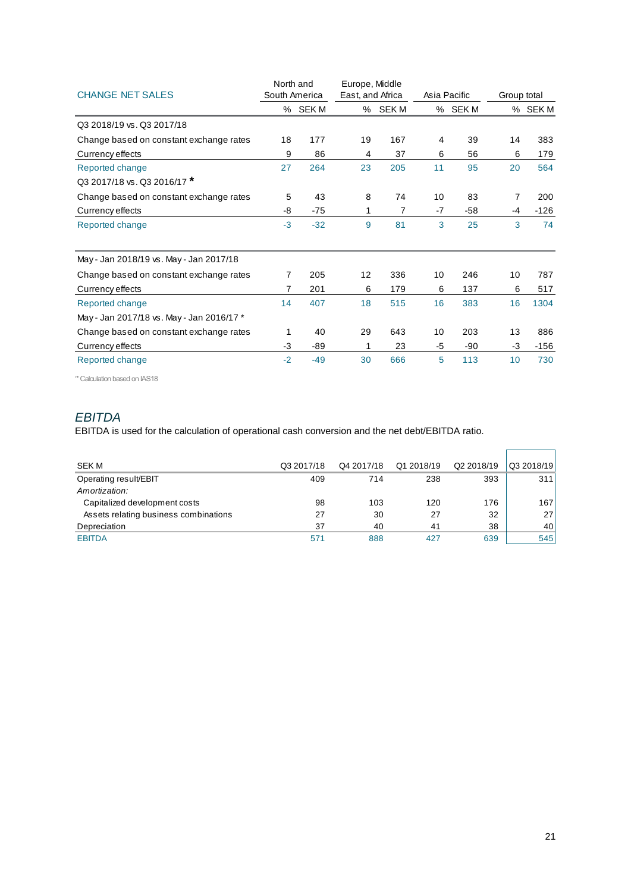| CHANGE NET SALES | North and South America | | Europe, Middle East, and Africa | | Asia Pacific | | Group total | |
|---|---|---|---|---|---|---|---|---|
| | % | SEK M | % | SEK M | % | SEK M | % | SEK M |
| Q3 2018/19 vs. Q3 2017/18 | | | | | | | | |
| Change based on constant exchange rates | 18 | 177 | 19 | 167 | 4 | 39 | 14 | 383 |
| Currency effects | 9 | 86 | 4 | 37 | 6 | 56 | 6 | 179 |
| Reported change | 27 | 264 | 23 | 205 | 11 | 95 | 20 | 564 |
| Q3 2017/18 vs. Q3 2016/17 * | | | | | | | | |
| Change based on constant exchange rates | 5 | 43 | 8 | 74 | 10 | 83 | 7 | 200 |
| Currency effects | -8 | -75 | 1 | 7 | -7 | -58 | -4 | -126 |
| Reported change | -3 | -32 | 9 | 81 | 3 | 25 | 3 | 74 |
| | | | | | | | | |
| May - Jan 2018/19 vs. May - Jan 2017/18 | | | | | | | | |
| Change based on constant exchange rates | 7 | 205 | 12 | 336 | 10 | 246 | 10 | 787 |
| Currency effects | 7 | 201 | 6 | 179 | 6 | 137 | 6 | 517 |
| Reported change | 14 | 407 | 18 | 515 | 16 | 383 | 16 | 1304 |
| May - Jan 2017/18 vs. May - Jan 2016/17 * | | | | | | | | |
| Change based on constant exchange rates | 1 | 40 | 29 | 643 | 10 | 203 | 13 | 886 |
| Currency effects | -3 | -89 | 1 | 23 | -5 | -90 | -3 | -156 |
| Reported change | -2 | -49 | 30 | 666 | 5 | 113 | 10 | 730 |

* Calculation based on IAS18

## *EBITDA*

EBITDA is used for the calculation of operational cash conversion and the net debt/EBITDA ratio.

| SEK M | Q3 2017/18 | Q4 2017/18 | Q1 2018/19 | Q2 2018/19 | Q3 2018/19 |
|---|---|---|---|---|---|
| Operating result/EBIT | 409 | 714 | 238 | 393 | 311 |
| *Amortization:* | | | | | |
| Capitalized development costs | 98 | 103 | 120 | 176 | 167 |
| Assets relating business combinations | 27 | 30 | 27 | 32 | 27 |
| Depreciation | 37 | 40 | 41 | 38 | 40 |
| EBITDA | 571 | 888 | 427 | 639 | 545 |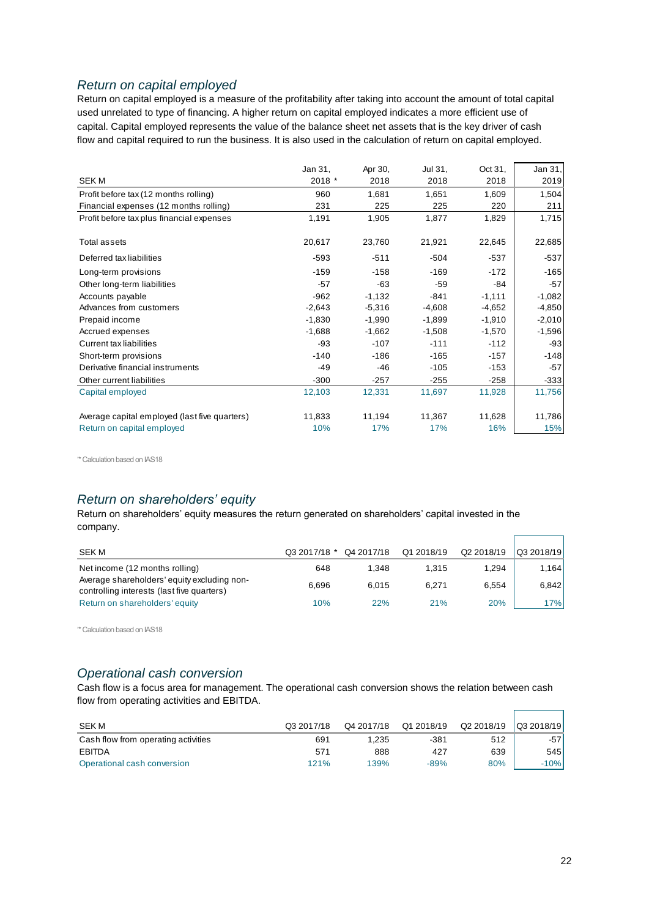## *Return on capital employed*

Return on capital employed is a measure of the profitability after taking into account the amount of total capital used unrelated to type of financing. A higher return on capital employed indicates a more efficient use of capital. Capital employed represents the value of the balance sheet net assets that is the key driver of cash flow and capital required to run the business. It is also used in the calculation of return on capital employed.

| SEK M | Jan 31, 2018 * | Apr 30, 2018 | Jul 31, 2018 | Oct 31, 2018 | Jan 31, 2019 |
|---|---|---|---|---|---|
| Profit before tax (12 months rolling) | 960 | 1,681 | 1,651 | 1,609 | 1,504 |
| Financial expenses (12 months rolling) | 231 | 225 | 225 | 220 | 211 |
| Profit before tax plus financial expenses | 1,191 | 1,905 | 1,877 | 1,829 | 1,715 |
| | | | | | |
| Total assets | 20,617 | 23,760 | 21,921 | 22,645 | 22,685 |
| Deferred tax liabilities | -593 | -511 | -504 | -537 | -537 |
| Long-term provisions | -159 | -158 | -169 | -172 | -165 |
| Other long-term liabilities | -57 | -63 | -59 | -84 | -57 |
| Accounts payable | -962 | -1,132 | -841 | -1,111 | -1,082 |
| Advances from customers | -2,643 | -5,316 | -4,608 | -4,652 | -4,850 |
| Prepaid income | -1,830 | -1,990 | -1,899 | -1,910 | -2,010 |
| Accrued expenses | -1,688 | -1,662 | -1,508 | -1,570 | -1,596 |
| Current tax liabilities | -93 | -107 | -111 | -112 | -93 |
| Short-term provisions | -140 | -186 | -165 | -157 | -148 |
| Derivative financial instruments | -49 | -46 | -105 | -153 | -57 |
| Other current liabilities | -300 | -257 | -255 | -258 | -333 |
| Capital employed | 12,103 | 12,331 | 11,697 | 11,928 | 11,756 |
| | | | | | |
| Average capital employed (last five quarters) | 11,833 | 11,194 | 11,367 | 11,628 | 11,786 |
| Return on capital employed | 10% | 17% | 17% | 16% | 15% |

'* Calculation based on IAS18

## *Return on shareholders' equity*

Return on shareholders' equity measures the return generated on shareholders' capital invested in the company.

| SEK M | Q3 2017/18 * | Q4 2017/18 | Q1 2018/19 | Q2 2018/19 | Q3 2018/19 |
|---|---|---|---|---|---|
| Net income (12 months rolling) | 648 | 1,348 | 1,315 | 1,294 | 1,164 |
| Average shareholders' equity excluding non-controlling interests (last five quarters) | 6,696 | 6,015 | 6,271 | 6,554 | 6,842 |
| Return on shareholders' equity | 10% | 22% | 21% | 20% | 17% |

'* Calculation based on IAS18

## *Operational cash conversion*

Cash flow is a focus area for management. The operational cash conversion shows the relation between cash flow from operating activities and EBITDA.

| SEK M | Q3 2017/18 | Q4 2017/18 | Q1 2018/19 | Q2 2018/19 | Q3 2018/19 |
|---|---|---|---|---|---|
| Cash flow from operating activities | 691 | 1,235 | -381 | 512 | -57 |
| EBITDA | 571 | 888 | 427 | 639 | 545 |
| Operational cash conversion | 121% | 139% | -89% | 80% | -10% |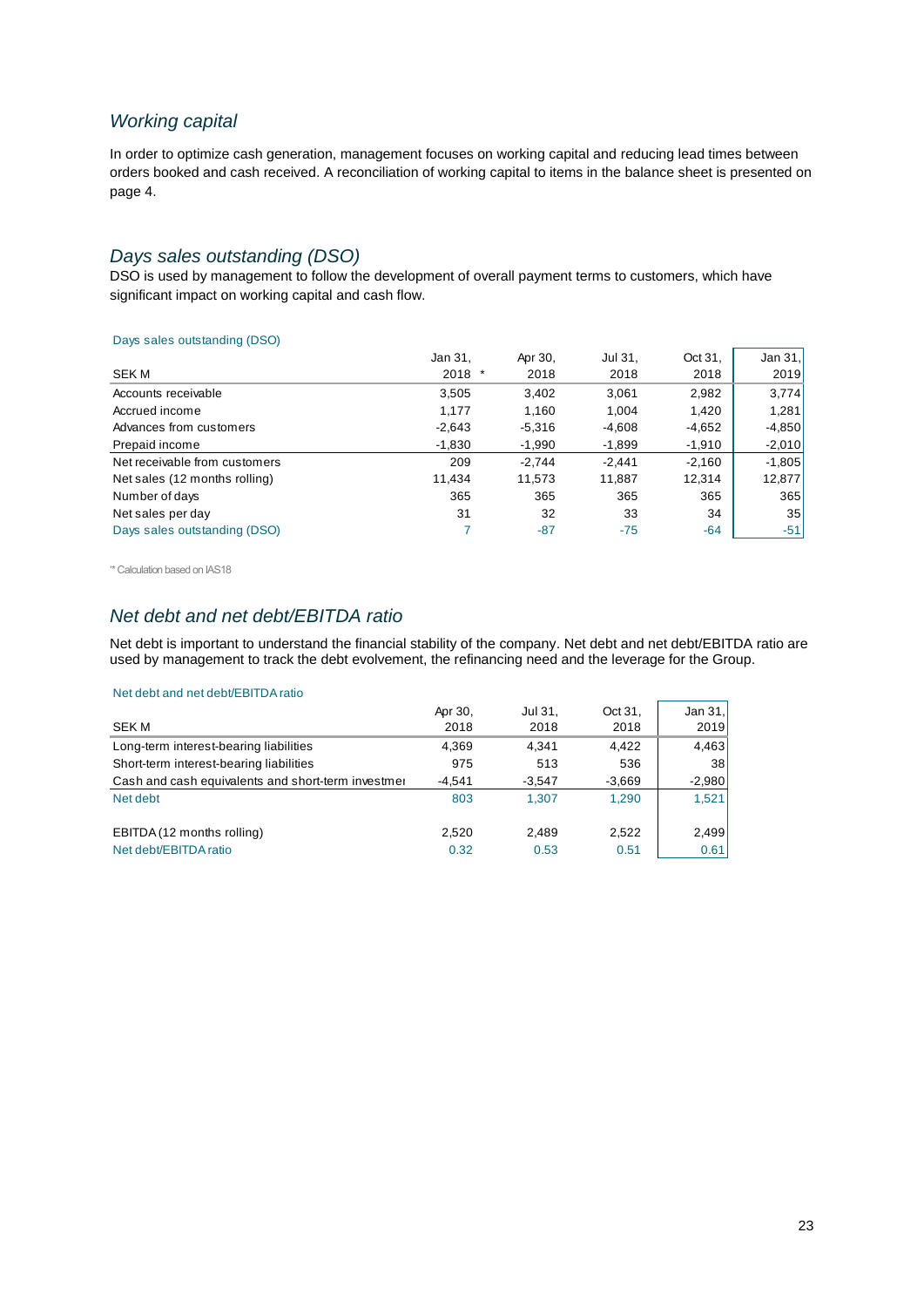## *Working capital*

In order to optimize cash generation, management focuses on working capital and reducing lead times between orders booked and cash received. A reconciliation of working capital to items in the balance sheet is presented on page 4.

## *Days sales outstanding (DSO)*

DSO is used by management to follow the development of overall payment terms to customers, which have significant impact on working capital and cash flow.

Days sales outstanding (DSO)

| SEK M | Jan 31, 2018 * | Apr 30, 2018 | Jul 31, 2018 | Oct 31, 2018 | Jan 31, 2019 |
|---|---|---|---|---|---|
| Accounts receivable | 3,505 | 3,402 | 3,061 | 2,982 | 3,774 |
| Accrued income | 1,177 | 1,160 | 1,004 | 1,420 | 1,281 |
| Advances from customers | -2,643 | -5,316 | -4,608 | -4,652 | -4,850 |
| Prepaid income | -1,830 | -1,990 | -1,899 | -1,910 | -2,010 |
| Net receivable from customers | 209 | -2,744 | -2,441 | -2,160 | -1,805 |
| Net sales (12 months rolling) | 11,434 | 11,573 | 11,887 | 12,314 | 12,877 |
| Number of days | 365 | 365 | 365 | 365 | 365 |
| Net sales per day | 31 | 32 | 33 | 34 | 35 |
| Days sales outstanding (DSO) | 7 | -87 | -75 | -64 | -51 |

'* Calculation based on IAS18

## *Net debt and net debt/EBITDA ratio*

Net debt is important to understand the financial stability of the company. Net debt and net debt/EBITDA ratio are used by management to track the debt evolvement, the refinancing need and the leverage for the Group.

Net debt and net debt/EBITDA ratio

| SEK M | Apr 30, 2018 | Jul 31, 2018 | Oct 31, 2018 | Jan 31, 2019 |
|---|---|---|---|---|
| Long-term interest-bearing liabilities | 4,369 | 4,341 | 4,422 | 4,463 |
| Short-term interest-bearing liabilities | 975 | 513 | 536 | 38 |
| Cash and cash equivalents and short-term investmer | -4,541 | -3,547 | -3,669 | -2,980 |
| Net debt | 803 | 1,307 | 1,290 | 1,521 |
| | | | | |
| EBITDA (12 months rolling) | 2,520 | 2,489 | 2,522 | 2,499 |
| Net debt/EBITDA ratio | 0.32 | 0.53 | 0.51 | 0.61 |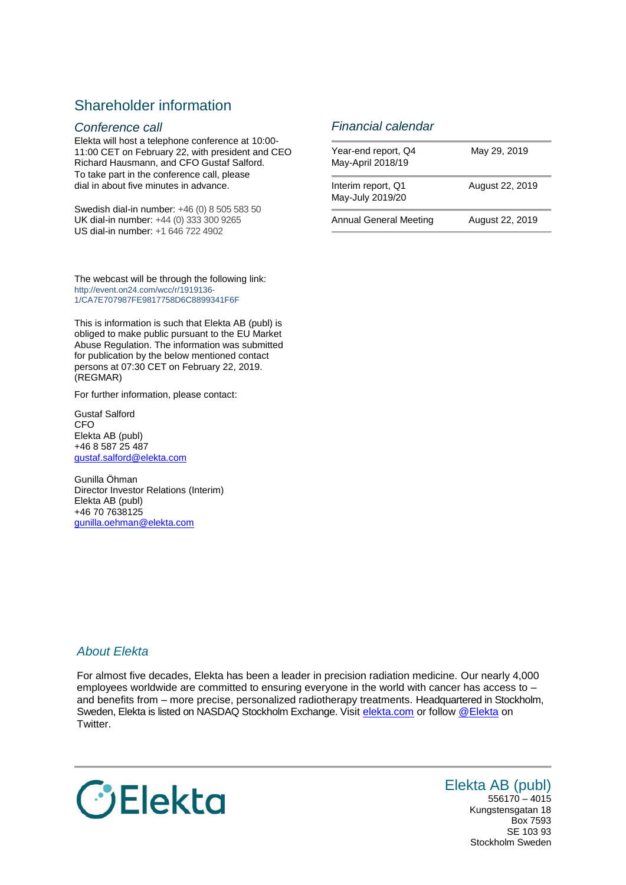## Shareholder information

### *Conference call*

Elekta will host a telephone conference at 10:00-11:00 CET on February 22, with president and CEO Richard Hausmann, and CFO Gustaf Salford. To take part in the conference call, please dial in about five minutes in advance.

Swedish dial-in number: +46 (0) 8 505 583 50
UK dial-in number: +44 (0) 333 300 9265
US dial-in number: +1 646 722 4902

The webcast will be through the following link:
http://event.on24.com/wcc/r/1919136-1/CA7E707987FE9817758D6C8899341F6F

This is information is such that Elekta AB (publ) is obliged to make public pursuant to the EU Market Abuse Regulation. The information was submitted for publication by the below mentioned contact persons at 07:30 CET on February 22, 2019. (REGMAR)

For further information, please contact:

Gustaf Salford
CFO
Elekta AB (publ)
+46 8 587 25 487
gustaf.salford@elekta.com

Gunilla Öhman
Director Investor Relations (Interim)
Elekta AB (publ)
+46 70 7638125
gunilla.oehman@elekta.com

### *Financial calendar*

| | |
|---|---|
| Year-end report, Q4 May-April 2018/19 | May 29, 2019 |
| Interim report, Q1 May-July 2019/20 | August 22, 2019 |
| Annual General Meeting | August 22, 2019 |

### *About Elekta*

For almost five decades, Elekta has been a leader in precision radiation medicine. Our nearly 4,000 employees worldwide are committed to ensuring everyone in the world with cancer has access to – and benefits from – more precise, personalized radiotherapy treatments. Headquartered in Stockholm, Sweden, Elekta is listed on NASDAQ Stockholm Exchange. Visit elekta.com or follow @Elekta on Twitter.

Elekta AB (publ)
556170 – 4015
Kungstensgatan 18
Box 7593
SE 103 93
Stockholm Sweden